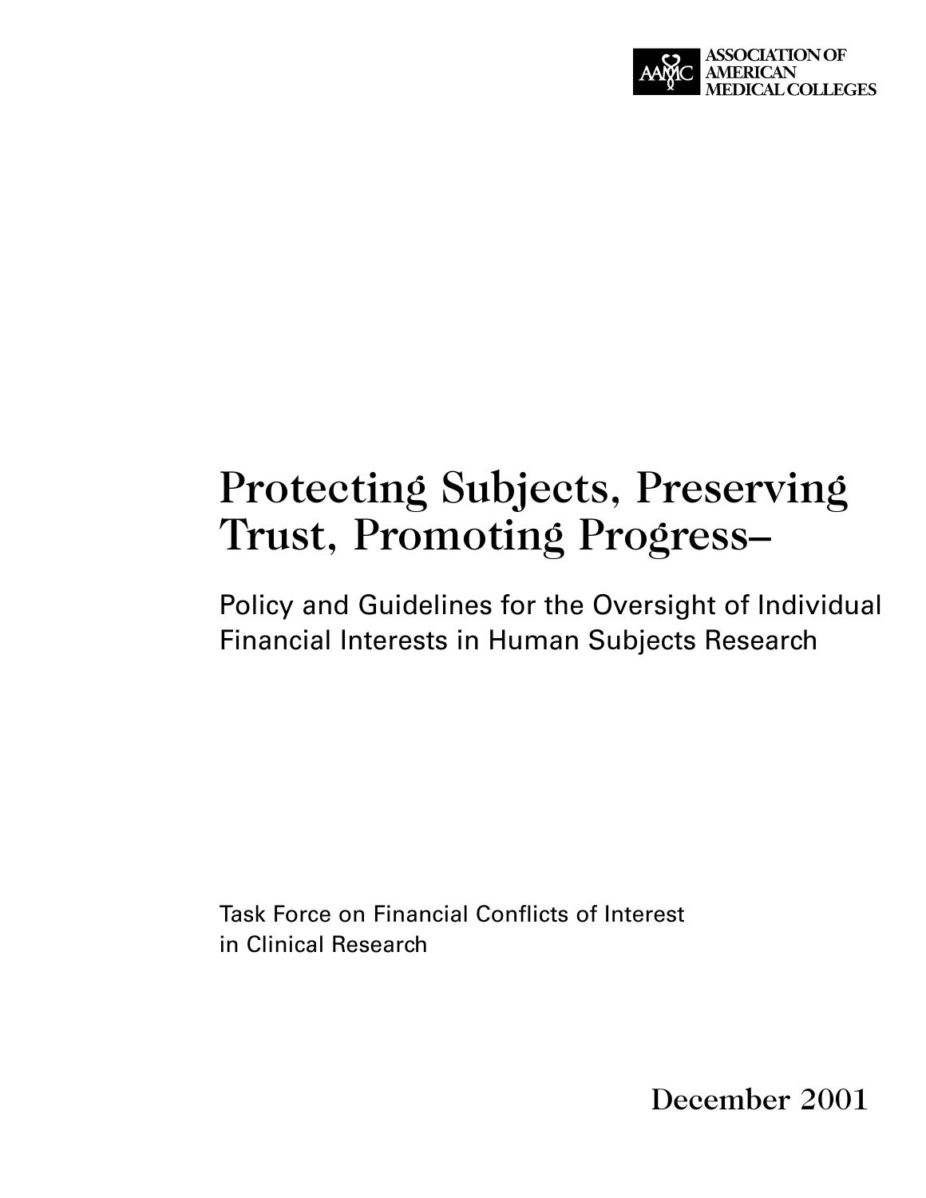ASSOCIATION OF AMERICAN MEDICAL COLLEGES

# Protecting Subjects, Preserving Trust, Promoting Progress–

## Policy and Guidelines for the Oversight of Individual Financial Interests in Human Subjects Research

Task Force on Financial Conflicts of Interest in Clinical Research

December 2001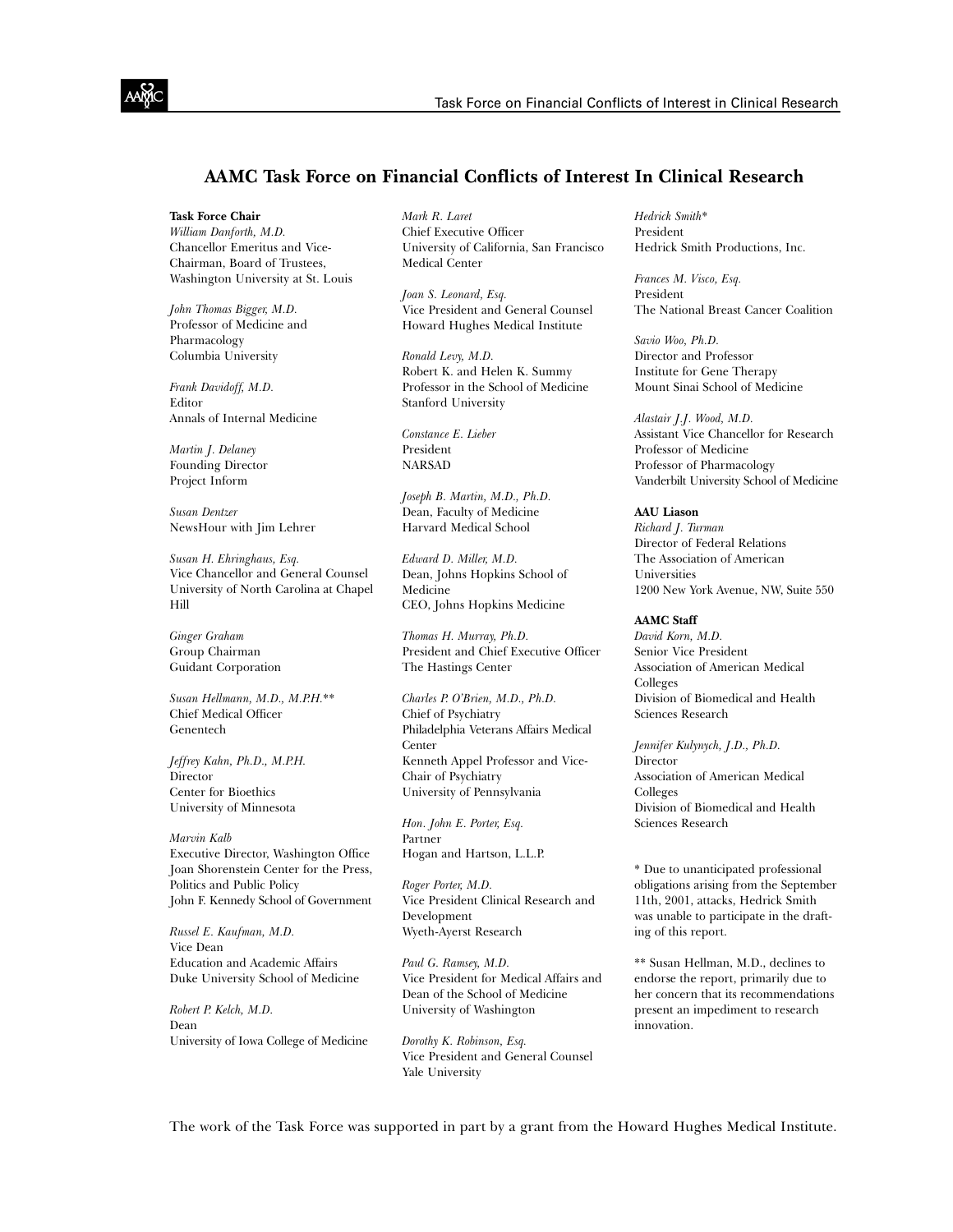## AAMC Task Force on Financial Conflicts of Interest In Clinical Research

**Task Force Chair**
*William Danforth, M.D.*
Chancellor Emeritus and Vice-Chairman, Board of Trustees, Washington University at St. Louis

*John Thomas Bigger, M.D.*
Professor of Medicine and Pharmacology
Columbia University

*Frank Davidoff, M.D.*
Editor
Annals of Internal Medicine

*Martin J. Delaney*
Founding Director
Project Inform

*Susan Dentzer*
NewsHour with Jim Lehrer

*Susan H. Ehringhaus, Esq.*
Vice Chancellor and General Counsel
University of North Carolina at Chapel Hill

*Ginger Graham*
Group Chairman
Guidant Corporation

*Susan Hellmann, M.D., M.P.H.***
Chief Medical Officer
Genentech

*Jeffrey Kahn, Ph.D., M.P.H.*
Director
Center for Bioethics
University of Minnesota

*Marvin Kalb*
Executive Director, Washington Office
Joan Shorenstein Center for the Press, Politics and Public Policy
John F. Kennedy School of Government

*Russel E. Kaufman, M.D.*
Vice Dean
Education and Academic Affairs
Duke University School of Medicine

*Robert P. Kelch, M.D.*
Dean
University of Iowa College of Medicine

*Mark R. Laret*
Chief Executive Officer
University of California, San Francisco Medical Center

*Joan S. Leonard, Esq.*
Vice President and General Counsel
Howard Hughes Medical Institute

*Ronald Levy, M.D.*
Robert K. and Helen K. Summy Professor in the School of Medicine
Stanford University

*Constance E. Lieber*
President
NARSAD

*Joseph B. Martin, M.D., Ph.D.*
Dean, Faculty of Medicine
Harvard Medical School

*Edward D. Miller, M.D.*
Dean, Johns Hopkins School of Medicine
CEO, Johns Hopkins Medicine

*Thomas H. Murray, Ph.D.*
President and Chief Executive Officer
The Hastings Center

*Charles P. O'Brien, M.D., Ph.D.*
Chief of Psychiatry
Philadelphia Veterans Affairs Medical Center
Kenneth Appel Professor and Vice-Chair of Psychiatry
University of Pennsylvania

*Hon. John E. Porter, Esq.*
Partner
Hogan and Hartson, L.L.P.

*Roger Porter, M.D.*
Vice President Clinical Research and Development
Wyeth-Ayerst Research

*Paul G. Ramsey, M.D.*
Vice President for Medical Affairs and Dean of the School of Medicine
University of Washington

*Dorothy K. Robinson, Esq.*
Vice President and General Counsel
Yale University

*Hedrick Smith**
President
Hedrick Smith Productions, Inc.

*Frances M. Visco, Esq.*
President
The National Breast Cancer Coalition

*Savio Woo, Ph.D.*
Director and Professor
Institute for Gene Therapy
Mount Sinai School of Medicine

*Alastair J.J. Wood, M.D.*
Assistant Vice Chancellor for Research
Professor of Medicine
Professor of Pharmacology
Vanderbilt University School of Medicine

**AAU Liason**
*Richard J. Turman*
Director of Federal Relations
The Association of American Universities
1200 New York Avenue, NW, Suite 550

**AAMC Staff**
*David Korn, M.D.*
Senior Vice President
Association of American Medical Colleges
Division of Biomedical and Health Sciences Research

*Jennifer Kulynych, J.D., Ph.D.*
Director
Association of American Medical Colleges
Division of Biomedical and Health Sciences Research

* Due to unanticipated professional obligations arising from the September 11th, 2001, attacks, Hedrick Smith was unable to participate in the drafting of this report.

** Susan Hellman, M.D., declines to endorse the report, primarily due to her concern that its recommendations present an impediment to research innovation.

The work of the Task Force was supported in part by a grant from the Howard Hughes Medical Institute.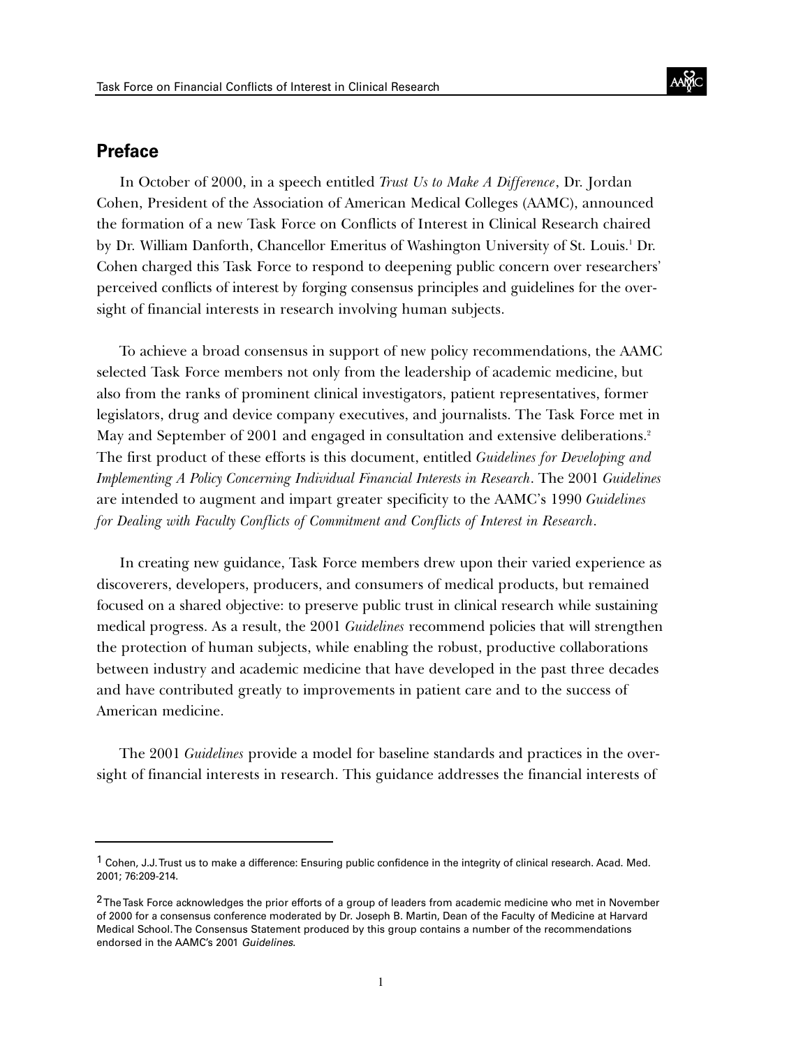## Preface

In October of 2000, in a speech entitled *Trust Us to Make A Difference*, Dr. Jordan Cohen, President of the Association of American Medical Colleges (AAMC), announced the formation of a new Task Force on Conflicts of Interest in Clinical Research chaired by Dr. William Danforth, Chancellor Emeritus of Washington University of St. Louis.[1] Dr. Cohen charged this Task Force to respond to deepening public concern over researchers' perceived conflicts of interest by forging consensus principles and guidelines for the oversight of financial interests in research involving human subjects.

To achieve a broad consensus in support of new policy recommendations, the AAMC selected Task Force members not only from the leadership of academic medicine, but also from the ranks of prominent clinical investigators, patient representatives, former legislators, drug and device company executives, and journalists. The Task Force met in May and September of 2001 and engaged in consultation and extensive deliberations.[2] The first product of these efforts is this document, entitled *Guidelines for Developing and Implementing A Policy Concerning Individual Financial Interests in Research*. The 2001 *Guidelines* are intended to augment and impart greater specificity to the AAMC's 1990 *Guidelines for Dealing with Faculty Conflicts of Commitment and Conflicts of Interest in Research*.

In creating new guidance, Task Force members drew upon their varied experience as discoverers, developers, producers, and consumers of medical products, but remained focused on a shared objective: to preserve public trust in clinical research while sustaining medical progress. As a result, the 2001 *Guidelines* recommend policies that will strengthen the protection of human subjects, while enabling the robust, productive collaborations between industry and academic medicine that have developed in the past three decades and have contributed greatly to improvements in patient care and to the success of American medicine.

The 2001 *Guidelines* provide a model for baseline standards and practices in the oversight of financial interests in research. This guidance addresses the financial interests of

---

[1] Cohen, J.J. Trust us to make a difference: Ensuring public confidence in the integrity of clinical research. Acad. Med. 2001; 76:209-214.

[2] The Task Force acknowledges the prior efforts of a group of leaders from academic medicine who met in November of 2000 for a consensus conference moderated by Dr. Joseph B. Martin, Dean of the Faculty of Medicine at Harvard Medical School. The Consensus Statement produced by this group contains a number of the recommendations endorsed in the AAMC's 2001 *Guidelines*.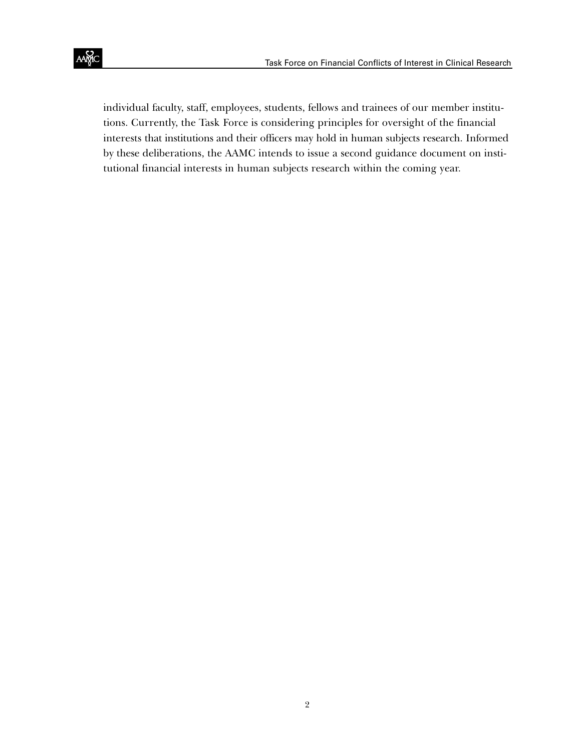individual faculty, staff, employees, students, fellows and trainees of our member institutions. Currently, the Task Force is considering principles for oversight of the financial interests that institutions and their officers may hold in human subjects research. Informed by these deliberations, the AAMC intends to issue a second guidance document on institutional financial interests in human subjects research within the coming year.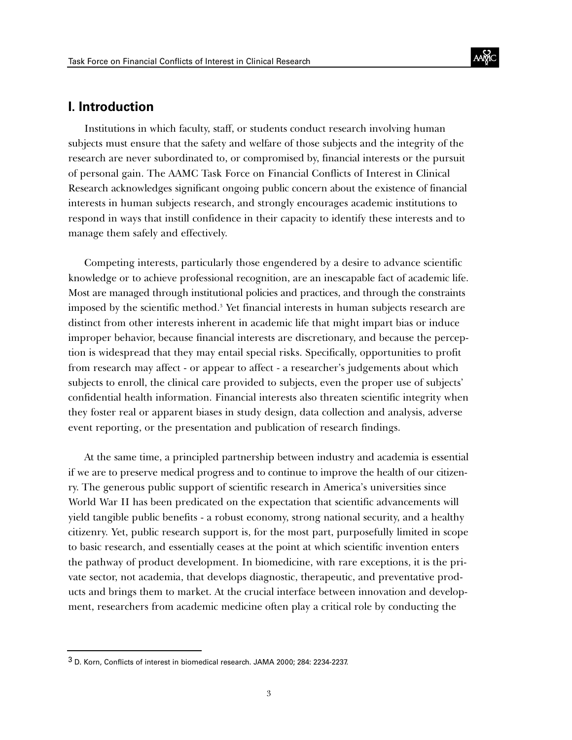## I. Introduction

Institutions in which faculty, staff, or students conduct research involving human subjects must ensure that the safety and welfare of those subjects and the integrity of the research are never subordinated to, or compromised by, financial interests or the pursuit of personal gain. The AAMC Task Force on Financial Conflicts of Interest in Clinical Research acknowledges significant ongoing public concern about the existence of financial interests in human subjects research, and strongly encourages academic institutions to respond in ways that instill confidence in their capacity to identify these interests and to manage them safely and effectively.

Competing interests, particularly those engendered by a desire to advance scientific knowledge or to achieve professional recognition, are an inescapable fact of academic life. Most are managed through institutional policies and practices, and through the constraints imposed by the scientific method.[3] Yet financial interests in human subjects research are distinct from other interests inherent in academic life that might impart bias or induce improper behavior, because financial interests are discretionary, and because the perception is widespread that they may entail special risks. Specifically, opportunities to profit from research may affect - or appear to affect - a researcher's judgements about which subjects to enroll, the clinical care provided to subjects, even the proper use of subjects' confidential health information. Financial interests also threaten scientific integrity when they foster real or apparent biases in study design, data collection and analysis, adverse event reporting, or the presentation and publication of research findings.

At the same time, a principled partnership between industry and academia is essential if we are to preserve medical progress and to continue to improve the health of our citizenry. The generous public support of scientific research in America's universities since World War II has been predicated on the expectation that scientific advancements will yield tangible public benefits - a robust economy, strong national security, and a healthy citizenry. Yet, public research support is, for the most part, purposefully limited in scope to basic research, and essentially ceases at the point at which scientific invention enters the pathway of product development. In biomedicine, with rare exceptions, it is the private sector, not academia, that develops diagnostic, therapeutic, and preventative products and brings them to market. At the crucial interface between innovation and development, researchers from academic medicine often play a critical role by conducting the

---

[3] D. Korn, Conflicts of interest in biomedical research. JAMA 2000; 284: 2234-2237.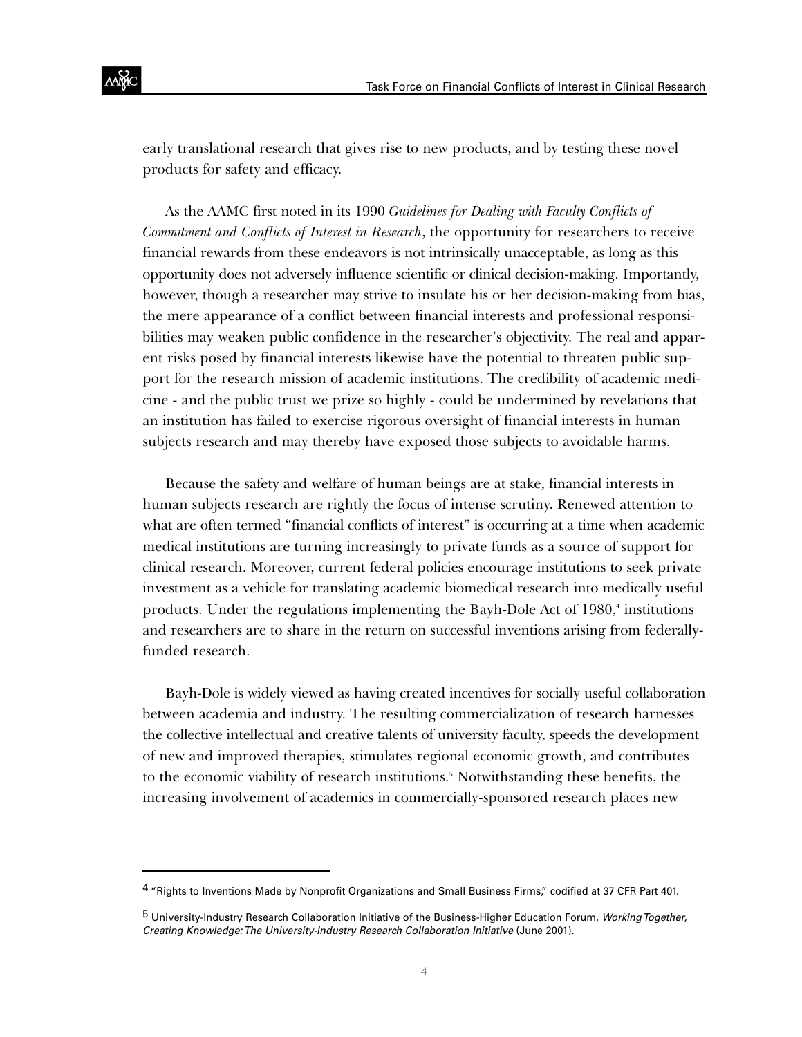early translational research that gives rise to new products, and by testing these novel products for safety and efficacy.

As the AAMC first noted in its 1990 *Guidelines for Dealing with Faculty Conflicts of Commitment and Conflicts of Interest in Research*, the opportunity for researchers to receive financial rewards from these endeavors is not intrinsically unacceptable, as long as this opportunity does not adversely influence scientific or clinical decision-making. Importantly, however, though a researcher may strive to insulate his or her decision-making from bias, the mere appearance of a conflict between financial interests and professional responsibilities may weaken public confidence in the researcher's objectivity. The real and apparent risks posed by financial interests likewise have the potential to threaten public support for the research mission of academic institutions. The credibility of academic medicine - and the public trust we prize so highly - could be undermined by revelations that an institution has failed to exercise rigorous oversight of financial interests in human subjects research and may thereby have exposed those subjects to avoidable harms.

Because the safety and welfare of human beings are at stake, financial interests in human subjects research are rightly the focus of intense scrutiny. Renewed attention to what are often termed "financial conflicts of interest" is occurring at a time when academic medical institutions are turning increasingly to private funds as a source of support for clinical research. Moreover, current federal policies encourage institutions to seek private investment as a vehicle for translating academic biomedical research into medically useful products. Under the regulations implementing the Bayh-Dole Act of 1980,[4] institutions and researchers are to share in the return on successful inventions arising from federally-funded research.

Bayh-Dole is widely viewed as having created incentives for socially useful collaboration between academia and industry. The resulting commercialization of research harnesses the collective intellectual and creative talents of university faculty, speeds the development of new and improved therapies, stimulates regional economic growth, and contributes to the economic viability of research institutions.[5] Notwithstanding these benefits, the increasing involvement of academics in commercially-sponsored research places new

---

[4] "Rights to Inventions Made by Nonprofit Organizations and Small Business Firms," codified at 37 CFR Part 401.

[5] University-Industry Research Collaboration Initiative of the Business-Higher Education Forum, *Working Together, Creating Knowledge: The University-Industry Research Collaboration Initiative* (June 2001).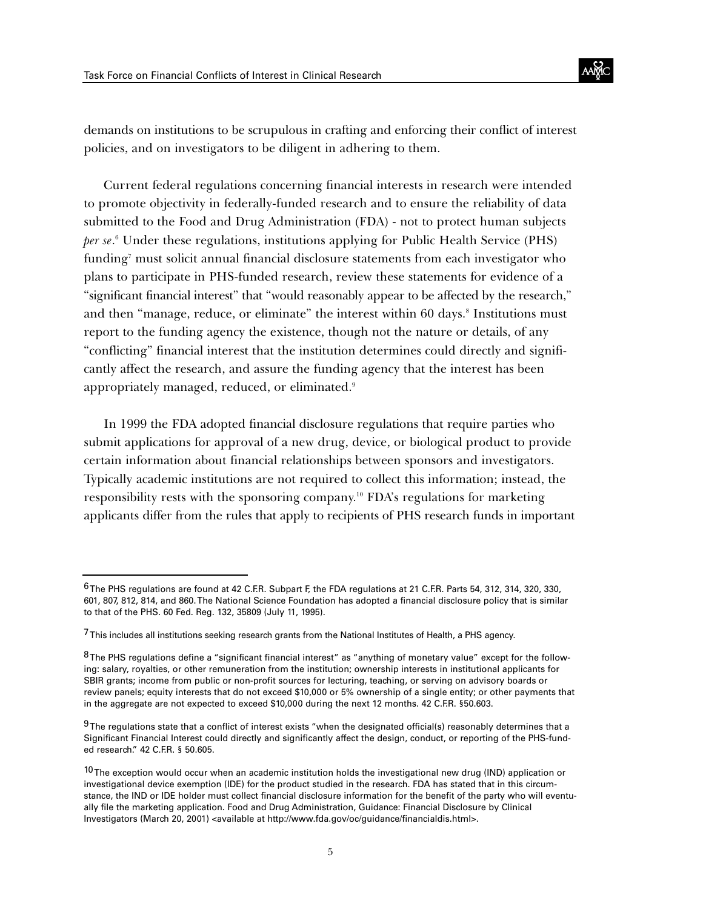demands on institutions to be scrupulous in crafting and enforcing their conflict of interest policies, and on investigators to be diligent in adhering to them.

Current federal regulations concerning financial interests in research were intended to promote objectivity in federally-funded research and to ensure the reliability of data submitted to the Food and Drug Administration (FDA) - not to protect human subjects *per se*.[6] Under these regulations, institutions applying for Public Health Service (PHS) funding[7] must solicit annual financial disclosure statements from each investigator who plans to participate in PHS-funded research, review these statements for evidence of a "significant financial interest" that "would reasonably appear to be affected by the research," and then "manage, reduce, or eliminate" the interest within 60 days.[8] Institutions must report to the funding agency the existence, though not the nature or details, of any "conflicting" financial interest that the institution determines could directly and significantly affect the research, and assure the funding agency that the interest has been appropriately managed, reduced, or eliminated.[9]

In 1999 the FDA adopted financial disclosure regulations that require parties who submit applications for approval of a new drug, device, or biological product to provide certain information about financial relationships between sponsors and investigators. Typically academic institutions are not required to collect this information; instead, the responsibility rests with the sponsoring company.[10] FDA's regulations for marketing applicants differ from the rules that apply to recipients of PHS research funds in important

---

[6] The PHS regulations are found at 42 C.F.R. Subpart F, the FDA regulations at 21 C.F.R. Parts 54, 312, 314, 320, 330, 601, 807, 812, 814, and 860. The National Science Foundation has adopted a financial disclosure policy that is similar to that of the PHS. 60 Fed. Reg. 132, 35809 (July 11, 1995).

[7] This includes all institutions seeking research grants from the National Institutes of Health, a PHS agency.

[8] The PHS regulations define a "significant financial interest" as "anything of monetary value" except for the following: salary, royalties, or other remuneration from the institution; ownership interests in institutional applicants for SBIR grants; income from public or non-profit sources for lecturing, teaching, or serving on advisory boards or review panels; equity interests that do not exceed $10,000 or 5% ownership of a single entity; or other payments that in the aggregate are not expected to exceed $10,000 during the next 12 months. 42 C.F.R. §50.603.

[9] The regulations state that a conflict of interest exists "when the designated official(s) reasonably determines that a Significant Financial Interest could directly and significantly affect the design, conduct, or reporting of the PHS-funded research." 42 C.F.R. § 50.605.

[10] The exception would occur when an academic institution holds the investigational new drug (IND) application or investigational device exemption (IDE) for the product studied in the research. FDA has stated that in this circumstance, the IND or IDE holder must collect financial disclosure information for the benefit of the party who will eventually file the marketing application. Food and Drug Administration, Guidance: Financial Disclosure by Clinical Investigators (March 20, 2001) <available at http://www.fda.gov/oc/guidance/financialdis.html>.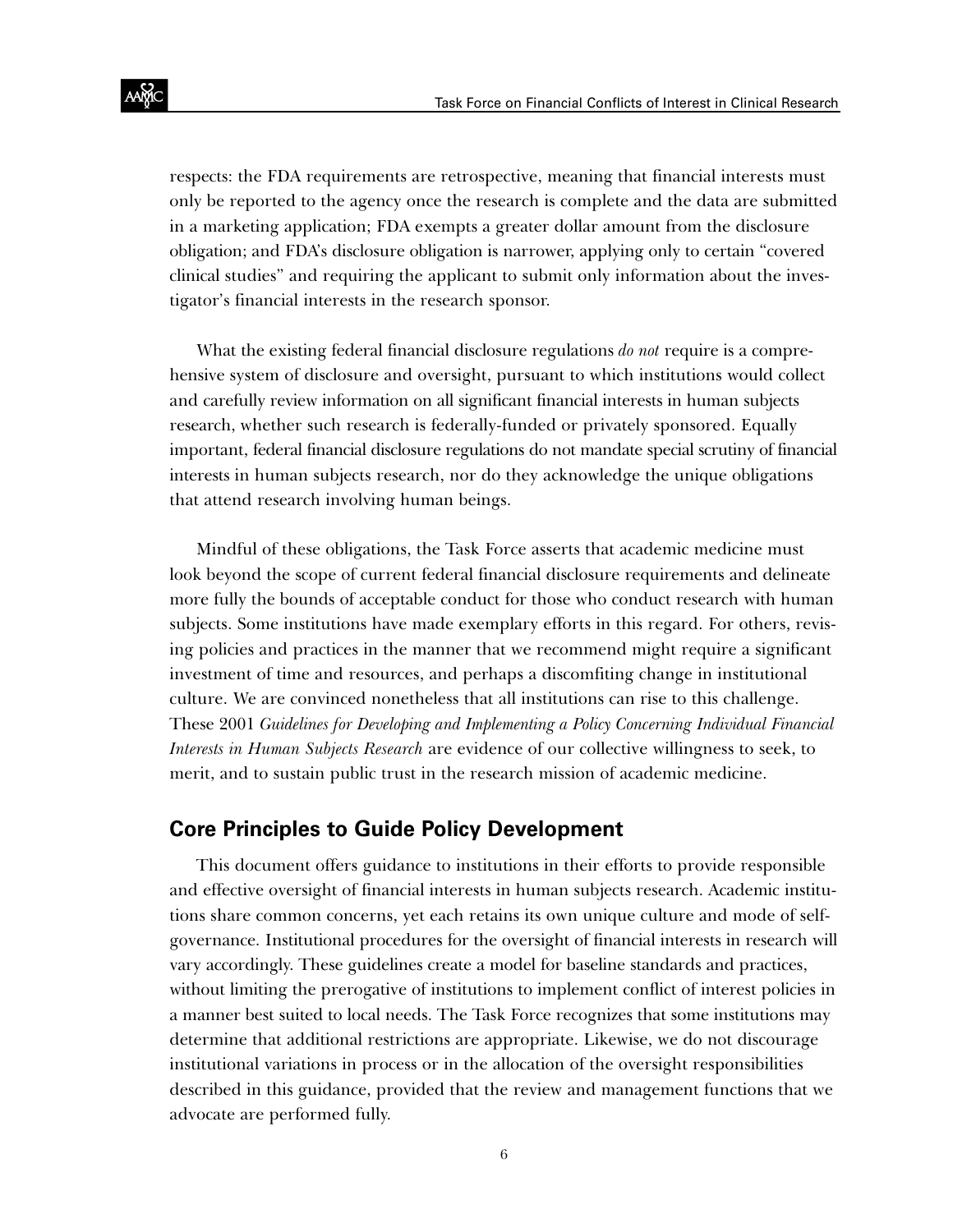respects: the FDA requirements are retrospective, meaning that financial interests must only be reported to the agency once the research is complete and the data are submitted in a marketing application; FDA exempts a greater dollar amount from the disclosure obligation; and FDA's disclosure obligation is narrower, applying only to certain "covered clinical studies" and requiring the applicant to submit only information about the investigator's financial interests in the research sponsor.

What the existing federal financial disclosure regulations *do not* require is a comprehensive system of disclosure and oversight, pursuant to which institutions would collect and carefully review information on all significant financial interests in human subjects research, whether such research is federally-funded or privately sponsored. Equally important, federal financial disclosure regulations do not mandate special scrutiny of financial interests in human subjects research, nor do they acknowledge the unique obligations that attend research involving human beings.

Mindful of these obligations, the Task Force asserts that academic medicine must look beyond the scope of current federal financial disclosure requirements and delineate more fully the bounds of acceptable conduct for those who conduct research with human subjects. Some institutions have made exemplary efforts in this regard. For others, revising policies and practices in the manner that we recommend might require a significant investment of time and resources, and perhaps a discomfiting change in institutional culture. We are convinced nonetheless that all institutions can rise to this challenge. These 2001 *Guidelines for Developing and Implementing a Policy Concerning Individual Financial Interests in Human Subjects Research* are evidence of our collective willingness to seek, to merit, and to sustain public trust in the research mission of academic medicine.

## Core Principles to Guide Policy Development

This document offers guidance to institutions in their efforts to provide responsible and effective oversight of financial interests in human subjects research. Academic institutions share common concerns, yet each retains its own unique culture and mode of self-governance. Institutional procedures for the oversight of financial interests in research will vary accordingly. These guidelines create a model for baseline standards and practices, without limiting the prerogative of institutions to implement conflict of interest policies in a manner best suited to local needs. The Task Force recognizes that some institutions may determine that additional restrictions are appropriate. Likewise, we do not discourage institutional variations in process or in the allocation of the oversight responsibilities described in this guidance, provided that the review and management functions that we advocate are performed fully.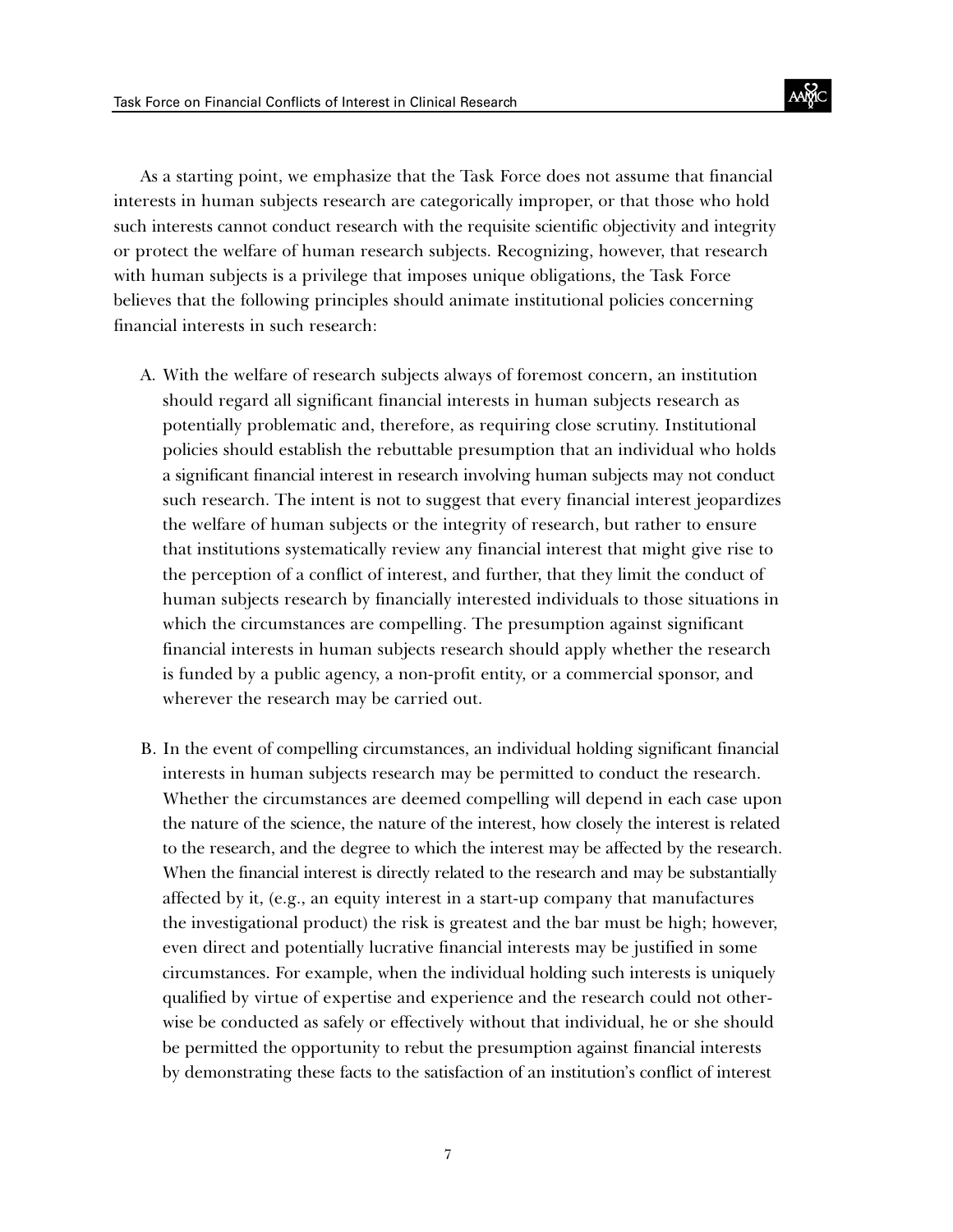As a starting point, we emphasize that the Task Force does not assume that financial interests in human subjects research are categorically improper, or that those who hold such interests cannot conduct research with the requisite scientific objectivity and integrity or protect the welfare of human research subjects. Recognizing, however, that research with human subjects is a privilege that imposes unique obligations, the Task Force believes that the following principles should animate institutional policies concerning financial interests in such research:

A. With the welfare of research subjects always of foremost concern, an institution should regard all significant financial interests in human subjects research as potentially problematic and, therefore, as requiring close scrutiny. Institutional policies should establish the rebuttable presumption that an individual who holds a significant financial interest in research involving human subjects may not conduct such research. The intent is not to suggest that every financial interest jeopardizes the welfare of human subjects or the integrity of research, but rather to ensure that institutions systematically review any financial interest that might give rise to the perception of a conflict of interest, and further, that they limit the conduct of human subjects research by financially interested individuals to those situations in which the circumstances are compelling. The presumption against significant financial interests in human subjects research should apply whether the research is funded by a public agency, a non-profit entity, or a commercial sponsor, and wherever the research may be carried out.

B. In the event of compelling circumstances, an individual holding significant financial interests in human subjects research may be permitted to conduct the research. Whether the circumstances are deemed compelling will depend in each case upon the nature of the science, the nature of the interest, how closely the interest is related to the research, and the degree to which the interest may be affected by the research. When the financial interest is directly related to the research and may be substantially affected by it, (e.g., an equity interest in a start-up company that manufactures the investigational product) the risk is greatest and the bar must be high; however, even direct and potentially lucrative financial interests may be justified in some circumstances. For example, when the individual holding such interests is uniquely qualified by virtue of expertise and experience and the research could not otherwise be conducted as safely or effectively without that individual, he or she should be permitted the opportunity to rebut the presumption against financial interests by demonstrating these facts to the satisfaction of an institution's conflict of interest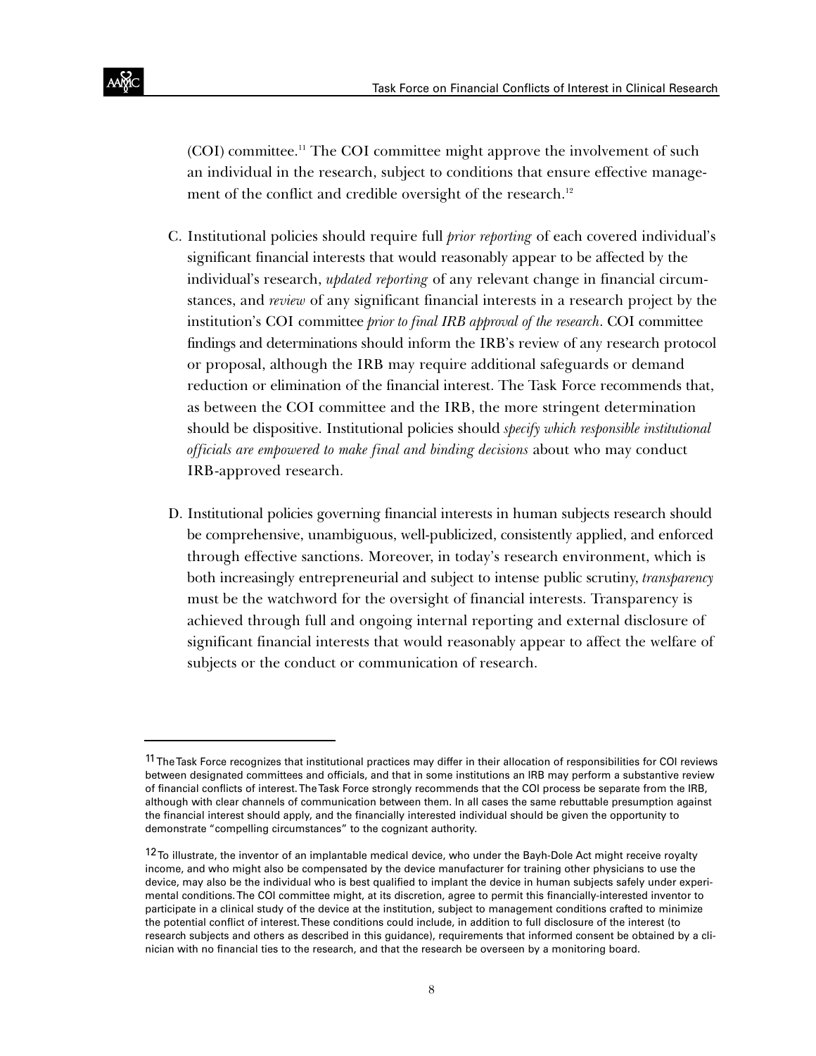(COI) committee.[11] The COI committee might approve the involvement of such an individual in the research, subject to conditions that ensure effective management of the conflict and credible oversight of the research.[12]

C. Institutional policies should require full *prior reporting* of each covered individual's significant financial interests that would reasonably appear to be affected by the individual's research, *updated reporting* of any relevant change in financial circumstances, and *review* of any significant financial interests in a research project by the institution's COI committee *prior to final IRB approval of the research*. COI committee findings and determinations should inform the IRB's review of any research protocol or proposal, although the IRB may require additional safeguards or demand reduction or elimination of the financial interest. The Task Force recommends that, as between the COI committee and the IRB, the more stringent determination should be dispositive. Institutional policies should *specify which responsible institutional officials are empowered to make final and binding decisions* about who may conduct IRB-approved research.

D. Institutional policies governing financial interests in human subjects research should be comprehensive, unambiguous, well-publicized, consistently applied, and enforced through effective sanctions. Moreover, in today's research environment, which is both increasingly entrepreneurial and subject to intense public scrutiny, *transparency* must be the watchword for the oversight of financial interests. Transparency is achieved through full and ongoing internal reporting and external disclosure of significant financial interests that would reasonably appear to affect the welfare of subjects or the conduct or communication of research.

---

[11] The Task Force recognizes that institutional practices may differ in their allocation of responsibilities for COI reviews between designated committees and officials, and that in some institutions an IRB may perform a substantive review of financial conflicts of interest. The Task Force strongly recommends that the COI process be separate from the IRB, although with clear channels of communication between them. In all cases the same rebuttable presumption against the financial interest should apply, and the financially interested individual should be given the opportunity to demonstrate "compelling circumstances" to the cognizant authority.

[12] To illustrate, the inventor of an implantable medical device, who under the Bayh-Dole Act might receive royalty income, and who might also be compensated by the device manufacturer for training other physicians to use the device, may also be the individual who is best qualified to implant the device in human subjects safely under experimental conditions. The COI committee might, at its discretion, agree to permit this financially-interested inventor to participate in a clinical study of the device at the institution, subject to management conditions crafted to minimize the potential conflict of interest. These conditions could include, in addition to full disclosure of the interest (to research subjects and others as described in this guidance), requirements that informed consent be obtained by a clinician with no financial ties to the research, and that the research be overseen by a monitoring board.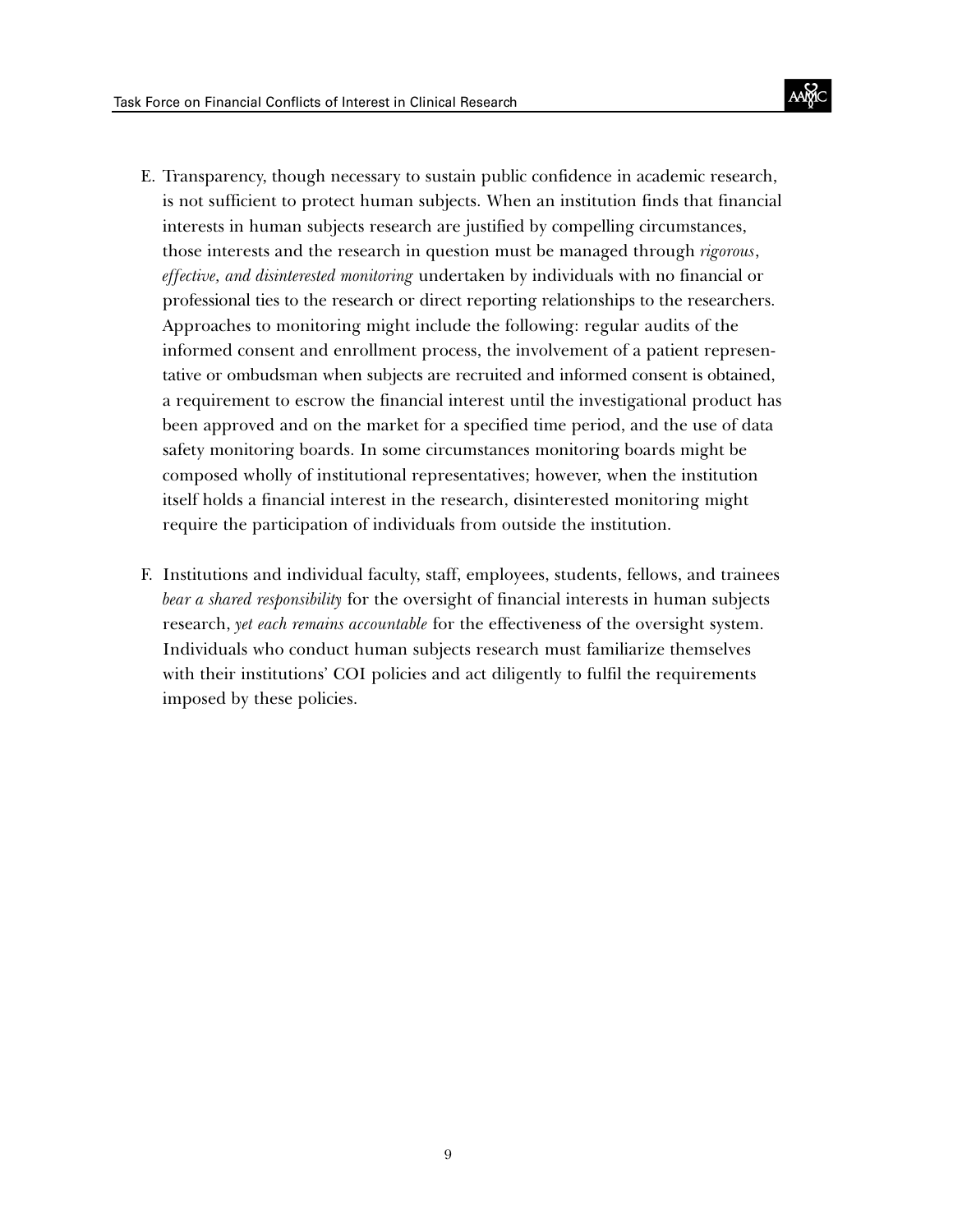E. Transparency, though necessary to sustain public confidence in academic research, is not sufficient to protect human subjects. When an institution finds that financial interests in human subjects research are justified by compelling circumstances, those interests and the research in question must be managed through *rigorous, effective, and disinterested monitoring* undertaken by individuals with no financial or professional ties to the research or direct reporting relationships to the researchers. Approaches to monitoring might include the following: regular audits of the informed consent and enrollment process, the involvement of a patient representative or ombudsman when subjects are recruited and informed consent is obtained, a requirement to escrow the financial interest until the investigational product has been approved and on the market for a specified time period, and the use of data safety monitoring boards. In some circumstances monitoring boards might be composed wholly of institutional representatives; however, when the institution itself holds a financial interest in the research, disinterested monitoring might require the participation of individuals from outside the institution.

F. Institutions and individual faculty, staff, employees, students, fellows, and trainees *bear a shared responsibility* for the oversight of financial interests in human subjects research, *yet each remains accountable* for the effectiveness of the oversight system. Individuals who conduct human subjects research must familiarize themselves with their institutions' COI policies and act diligently to fulfil the requirements imposed by these policies.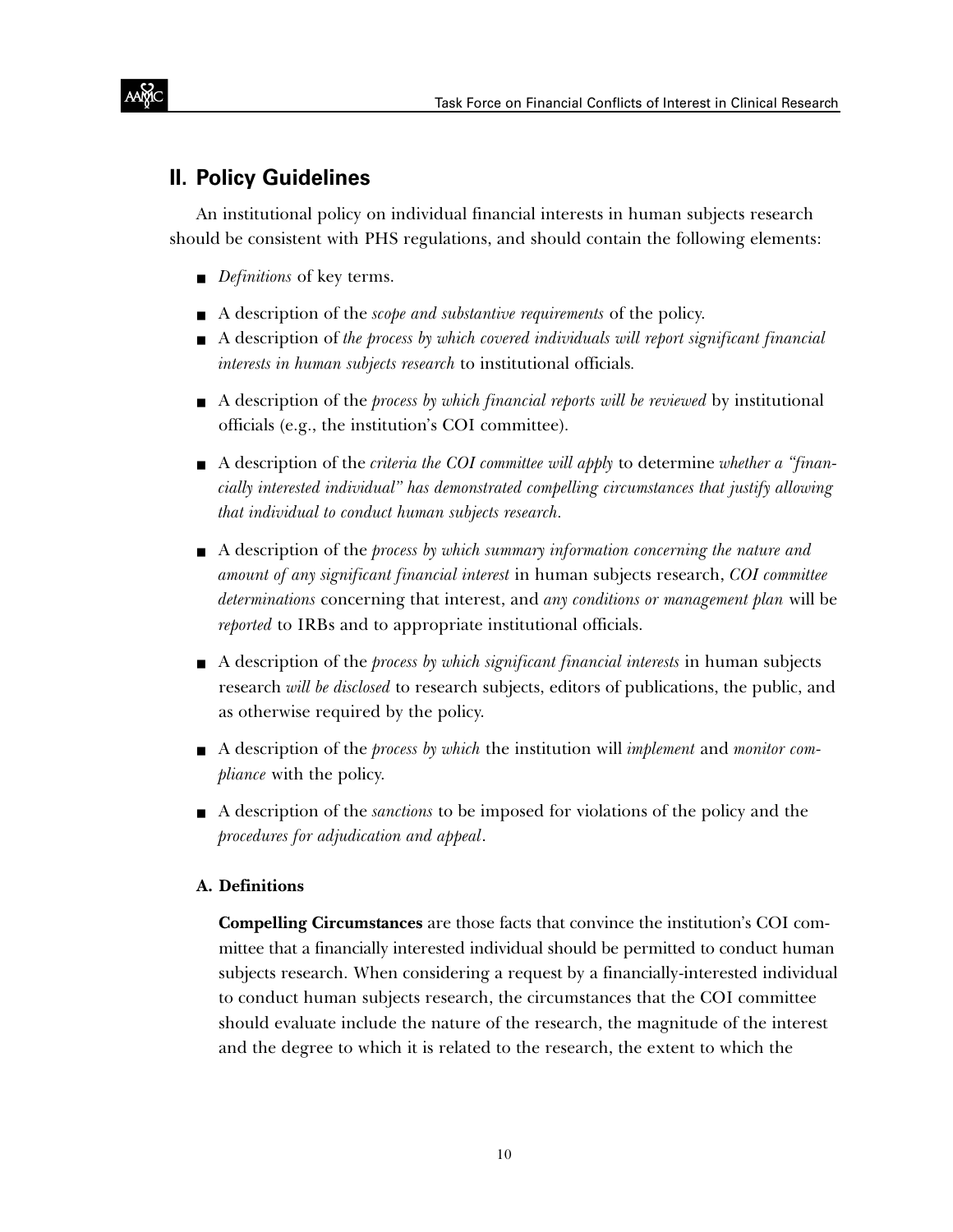## II. Policy Guidelines

An institutional policy on individual financial interests in human subjects research should be consistent with PHS regulations, and should contain the following elements:

- *Definitions* of key terms.
- A description of the *scope and substantive requirements* of the policy.
- A description of *the process by which covered individuals will report significant financial interests in human subjects research* to institutional officials.
- A description of the *process by which financial reports will be reviewed* by institutional officials (e.g., the institution's COI committee).
- A description of the *criteria the COI committee will apply* to determine *whether a "financially interested individual" has demonstrated compelling circumstances that justify allowing that individual to conduct human subjects research.*
- A description of the *process by which summary information concerning the nature and amount of any significant financial interest* in human subjects research, *COI committee determinations* concerning that interest, and *any conditions or management plan* will be *reported* to IRBs and to appropriate institutional officials.
- A description of the *process by which significant financial interests* in human subjects research *will be disclosed* to research subjects, editors of publications, the public, and as otherwise required by the policy.
- A description of the *process by which* the institution will *implement* and *monitor compliance* with the policy.
- A description of the *sanctions* to be imposed for violations of the policy and the *procedures for adjudication and appeal*.

### A. Definitions

**Compelling Circumstances** are those facts that convince the institution's COI committee that a financially interested individual should be permitted to conduct human subjects research. When considering a request by a financially-interested individual to conduct human subjects research, the circumstances that the COI committee should evaluate include the nature of the research, the magnitude of the interest and the degree to which it is related to the research, the extent to which the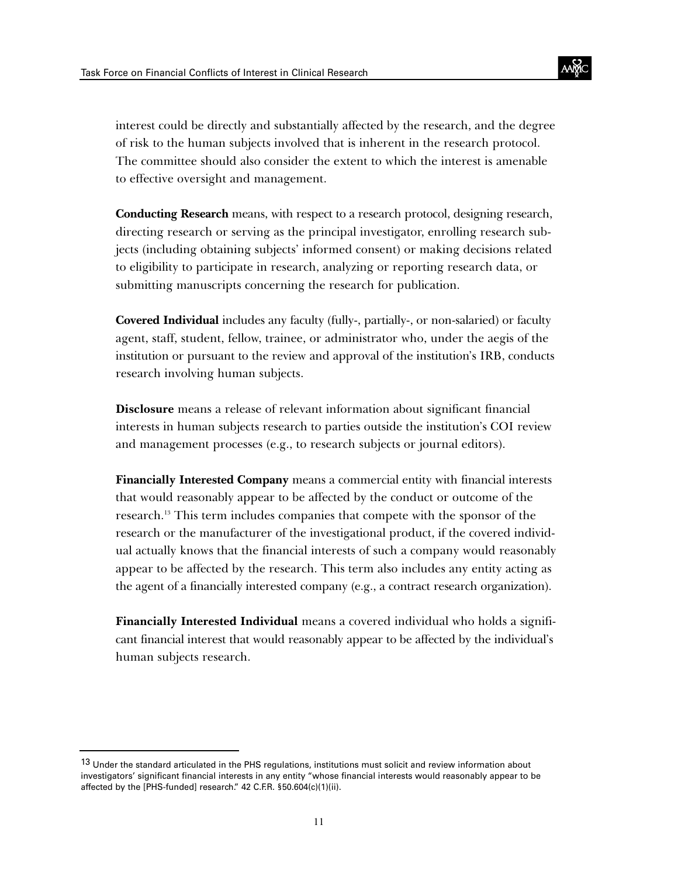interest could be directly and substantially affected by the research, and the degree of risk to the human subjects involved that is inherent in the research protocol. The committee should also consider the extent to which the interest is amenable to effective oversight and management.

**Conducting Research** means, with respect to a research protocol, designing research, directing research or serving as the principal investigator, enrolling research subjects (including obtaining subjects' informed consent) or making decisions related to eligibility to participate in research, analyzing or reporting research data, or submitting manuscripts concerning the research for publication.

**Covered Individual** includes any faculty (fully-, partially-, or non-salaried) or faculty agent, staff, student, fellow, trainee, or administrator who, under the aegis of the institution or pursuant to the review and approval of the institution's IRB, conducts research involving human subjects.

**Disclosure** means a release of relevant information about significant financial interests in human subjects research to parties outside the institution's COI review and management processes (e.g., to research subjects or journal editors).

**Financially Interested Company** means a commercial entity with financial interests that would reasonably appear to be affected by the conduct or outcome of the research.[13] This term includes companies that compete with the sponsor of the research or the manufacturer of the investigational product, if the covered individual actually knows that the financial interests of such a company would reasonably appear to be affected by the research. This term also includes any entity acting as the agent of a financially interested company (e.g., a contract research organization).

**Financially Interested Individual** means a covered individual who holds a significant financial interest that would reasonably appear to be affected by the individual's human subjects research.

---

[13] Under the standard articulated in the PHS regulations, institutions must solicit and review information about investigators' significant financial interests in any entity "whose financial interests would reasonably appear to be affected by the [PHS-funded] research." 42 C.F.R. §50.604(c)(1)(ii).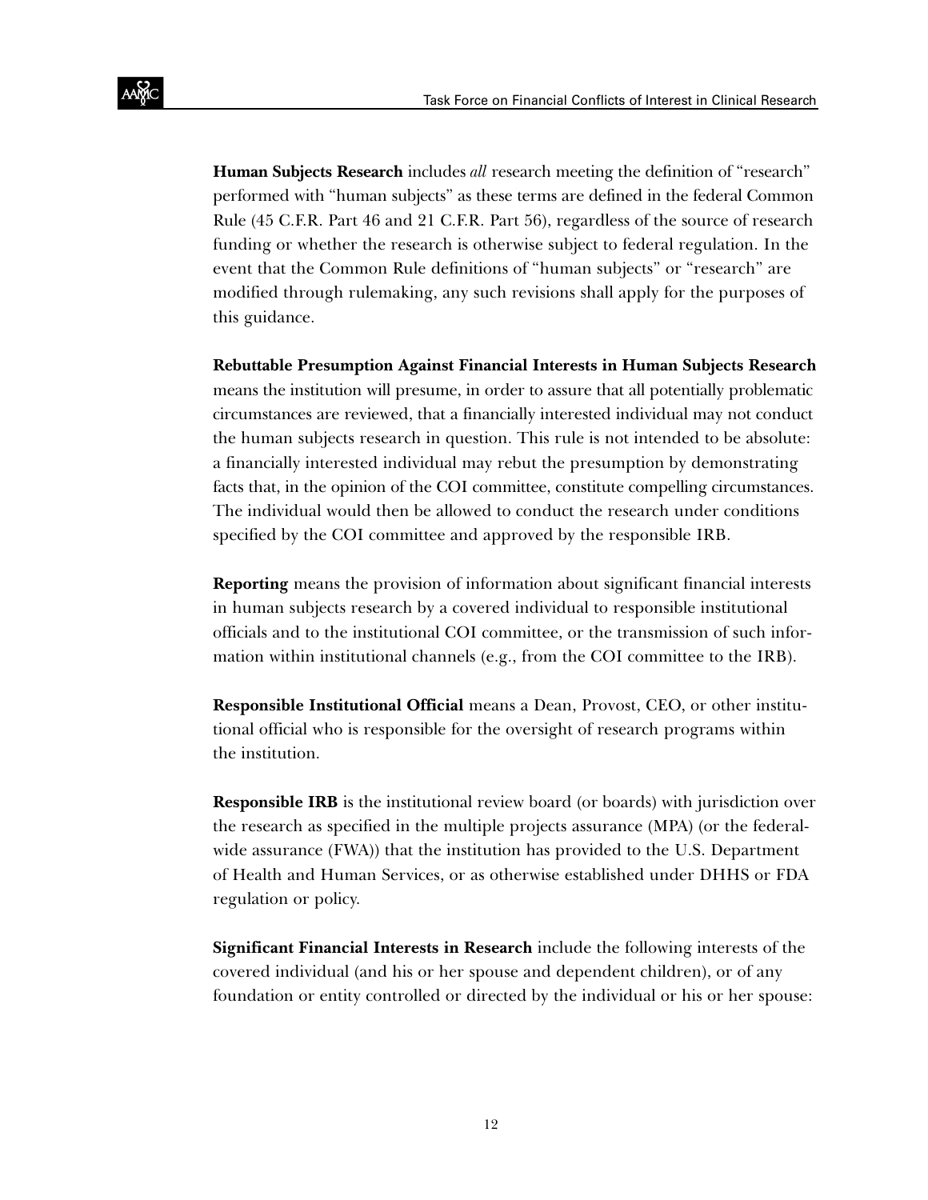**Human Subjects Research** includes *all* research meeting the definition of "research" performed with "human subjects" as these terms are defined in the federal Common Rule (45 C.F.R. Part 46 and 21 C.F.R. Part 56), regardless of the source of research funding or whether the research is otherwise subject to federal regulation. In the event that the Common Rule definitions of "human subjects" or "research" are modified through rulemaking, any such revisions shall apply for the purposes of this guidance.

**Rebuttable Presumption Against Financial Interests in Human Subjects Research** means the institution will presume, in order to assure that all potentially problematic circumstances are reviewed, that a financially interested individual may not conduct the human subjects research in question. This rule is not intended to be absolute: a financially interested individual may rebut the presumption by demonstrating facts that, in the opinion of the COI committee, constitute compelling circumstances. The individual would then be allowed to conduct the research under conditions specified by the COI committee and approved by the responsible IRB.

**Reporting** means the provision of information about significant financial interests in human subjects research by a covered individual to responsible institutional officials and to the institutional COI committee, or the transmission of such information within institutional channels (e.g., from the COI committee to the IRB).

**Responsible Institutional Official** means a Dean, Provost, CEO, or other institutional official who is responsible for the oversight of research programs within the institution.

**Responsible IRB** is the institutional review board (or boards) with jurisdiction over the research as specified in the multiple projects assurance (MPA) (or the federal-wide assurance (FWA)) that the institution has provided to the U.S. Department of Health and Human Services, or as otherwise established under DHHS or FDA regulation or policy.

**Significant Financial Interests in Research** include the following interests of the covered individual (and his or her spouse and dependent children), or of any foundation or entity controlled or directed by the individual or his or her spouse: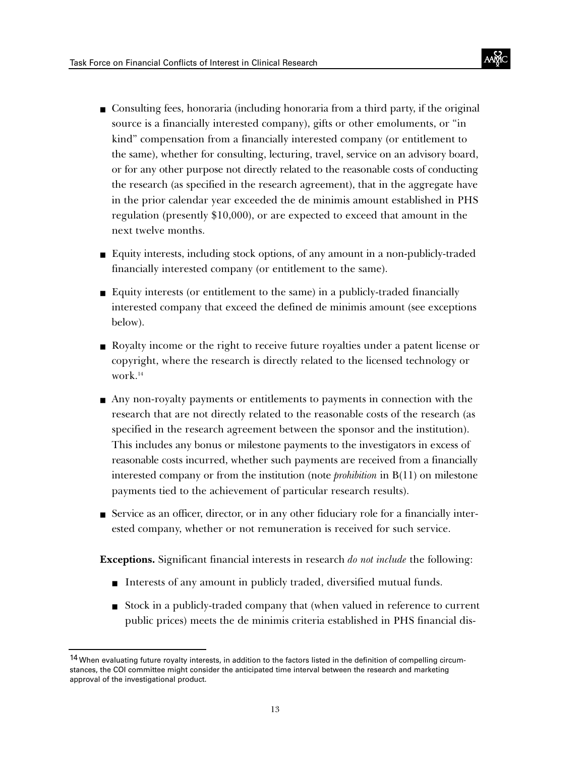- Consulting fees, honoraria (including honoraria from a third party, if the original source is a financially interested company), gifts or other emoluments, or "in kind" compensation from a financially interested company (or entitlement to the same), whether for consulting, lecturing, travel, service on an advisory board, or for any other purpose not directly related to the reasonable costs of conducting the research (as specified in the research agreement), that in the aggregate have in the prior calendar year exceeded the de minimis amount established in PHS regulation (presently $10,000), or are expected to exceed that amount in the next twelve months.
- Equity interests, including stock options, of any amount in a non-publicly-traded financially interested company (or entitlement to the same).
- Equity interests (or entitlement to the same) in a publicly-traded financially interested company that exceed the defined de minimis amount (see exceptions below).
- Royalty income or the right to receive future royalties under a patent license or copyright, where the research is directly related to the licensed technology or work.[14]
- Any non-royalty payments or entitlements to payments in connection with the research that are not directly related to the reasonable costs of the research (as specified in the research agreement between the sponsor and the institution). This includes any bonus or milestone payments to the investigators in excess of reasonable costs incurred, whether such payments are received from a financially interested company or from the institution (note *prohibition* in B(11) on milestone payments tied to the achievement of particular research results).
- Service as an officer, director, or in any other fiduciary role for a financially interested company, whether or not remuneration is received for such service.

**Exceptions.** Significant financial interests in research *do not include* the following:

- Interests of any amount in publicly traded, diversified mutual funds.
- Stock in a publicly-traded company that (when valued in reference to current public prices) meets the de minimis criteria established in PHS financial dis-

[14] When evaluating future royalty interests, in addition to the factors listed in the definition of compelling circumstances, the COI committee might consider the anticipated time interval between the research and marketing approval of the investigational product.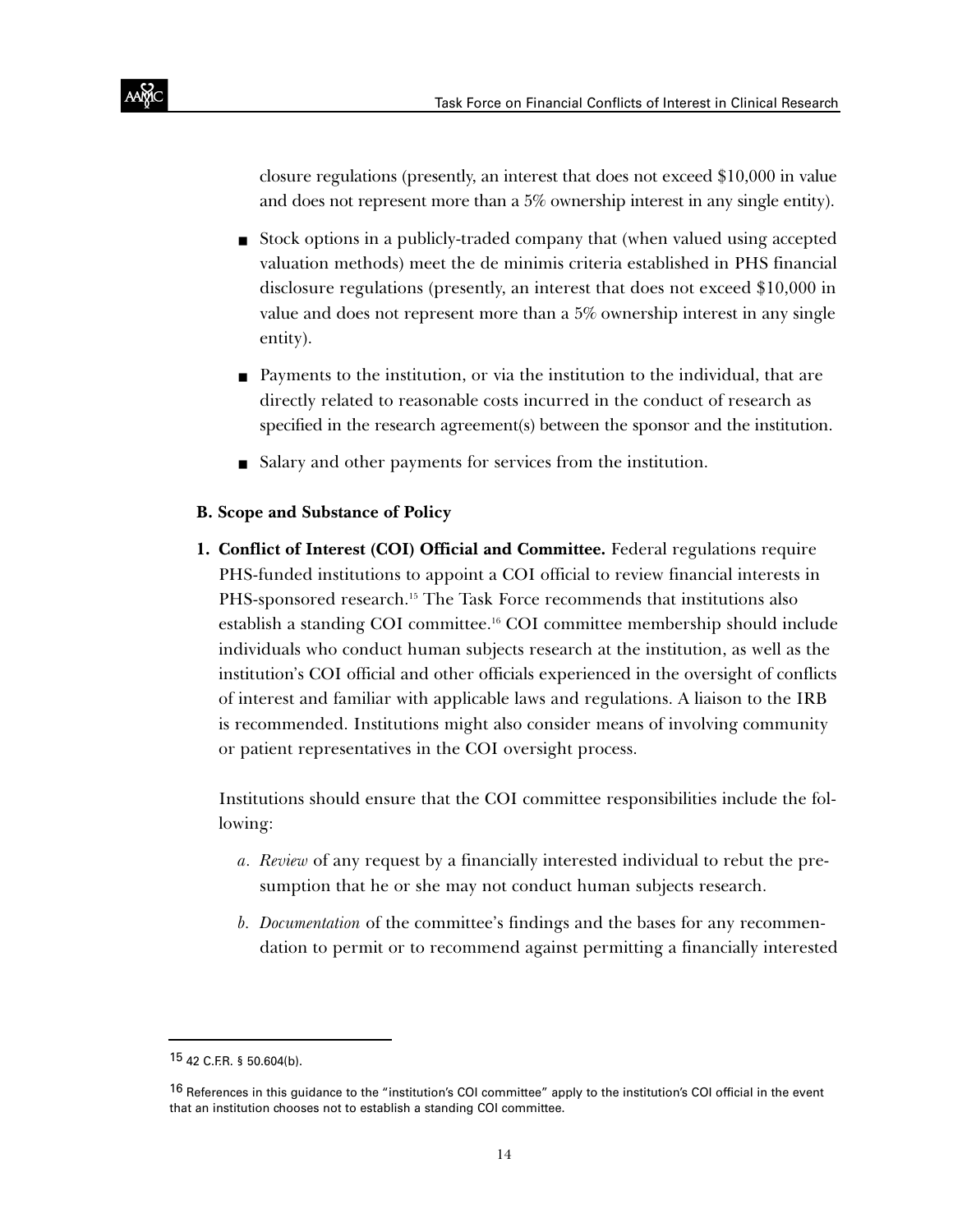closure regulations (presently, an interest that does not exceed $10,000 in value and does not represent more than a 5% ownership interest in any single entity).

- Stock options in a publicly-traded company that (when valued using accepted valuation methods) meet the de minimis criteria established in PHS financial disclosure regulations (presently, an interest that does not exceed $10,000 in value and does not represent more than a 5% ownership interest in any single entity).
- Payments to the institution, or via the institution to the individual, that are directly related to reasonable costs incurred in the conduct of research as specified in the research agreement(s) between the sponsor and the institution.
- Salary and other payments for services from the institution.

**B. Scope and Substance of Policy**

1. **Conflict of Interest (COI) Official and Committee.** Federal regulations require PHS-funded institutions to appoint a COI official to review financial interests in PHS-sponsored research.[15] The Task Force recommends that institutions also establish a standing COI committee.[16] COI committee membership should include individuals who conduct human subjects research at the institution, as well as the institution's COI official and other officials experienced in the oversight of conflicts of interest and familiar with applicable laws and regulations. A liaison to the IRB is recommended. Institutions might also consider means of involving community or patient representatives in the COI oversight process.

   Institutions should ensure that the COI committee responsibilities include the following:

   a. *Review* of any request by a financially interested individual to rebut the presumption that he or she may not conduct human subjects research.

   b. *Documentation* of the committee's findings and the bases for any recommendation to permit or to recommend against permitting a financially interested

---

15 42 C.F.R. § 50.604(b).

16 References in this guidance to the "institution's COI committee" apply to the institution's COI official in the event that an institution chooses not to establish a standing COI committee.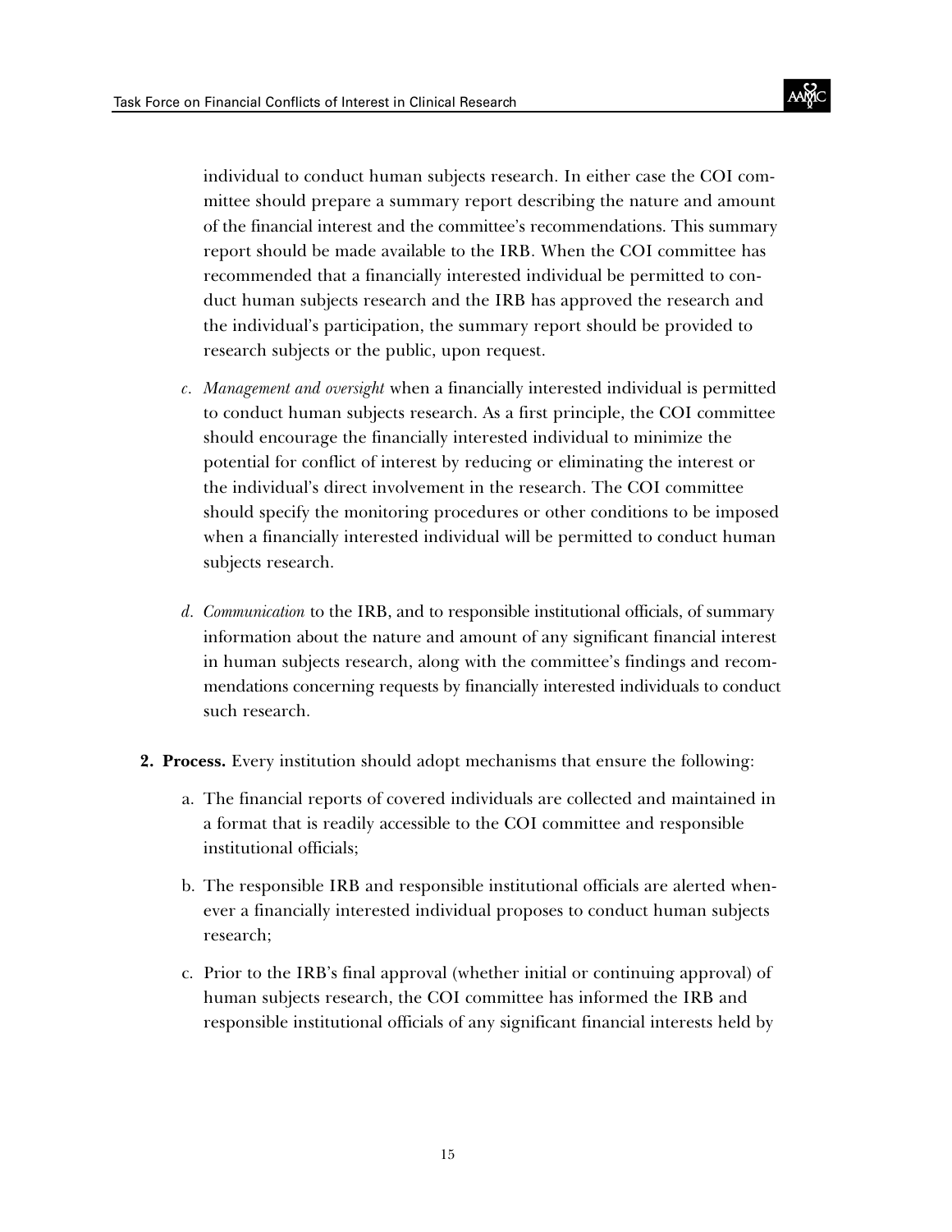individual to conduct human subjects research. In either case the COI committee should prepare a summary report describing the nature and amount of the financial interest and the committee's recommendations. This summary report should be made available to the IRB. When the COI committee has recommended that a financially interested individual be permitted to conduct human subjects research and the IRB has approved the research and the individual's participation, the summary report should be provided to research subjects or the public, upon request.

c. *Management and oversight* when a financially interested individual is permitted to conduct human subjects research. As a first principle, the COI committee should encourage the financially interested individual to minimize the potential for conflict of interest by reducing or eliminating the interest or the individual's direct involvement in the research. The COI committee should specify the monitoring procedures or other conditions to be imposed when a financially interested individual will be permitted to conduct human subjects research.

d. *Communication* to the IRB, and to responsible institutional officials, of summary information about the nature and amount of any significant financial interest in human subjects research, along with the committee's findings and recommendations concerning requests by financially interested individuals to conduct such research.

**2. Process.** Every institution should adopt mechanisms that ensure the following:

a. The financial reports of covered individuals are collected and maintained in a format that is readily accessible to the COI committee and responsible institutional officials;

b. The responsible IRB and responsible institutional officials are alerted whenever a financially interested individual proposes to conduct human subjects research;

c. Prior to the IRB's final approval (whether initial or continuing approval) of human subjects research, the COI committee has informed the IRB and responsible institutional officials of any significant financial interests held by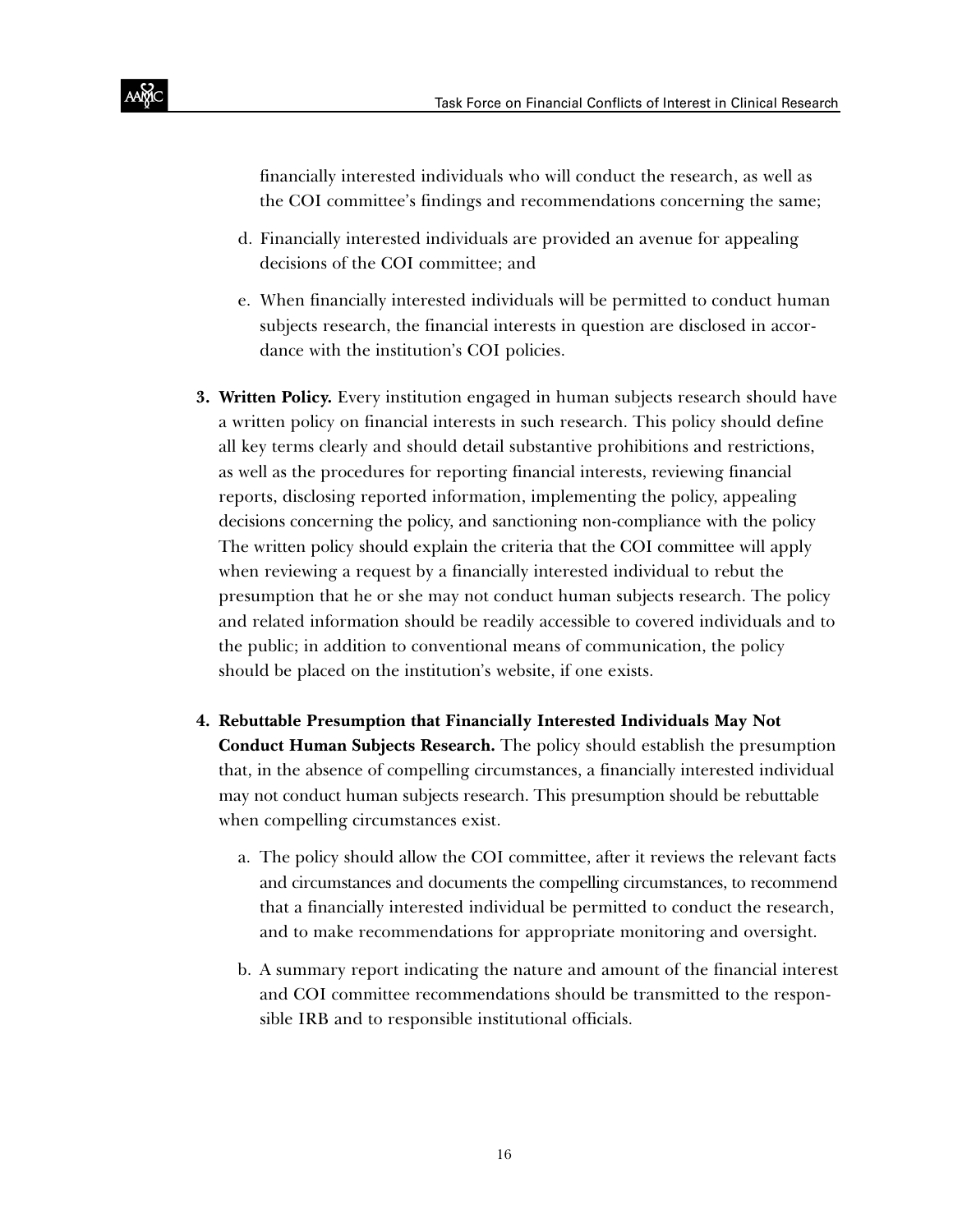financially interested individuals who will conduct the research, as well as the COI committee's findings and recommendations concerning the same;

d. Financially interested individuals are provided an avenue for appealing decisions of the COI committee; and

e. When financially interested individuals will be permitted to conduct human subjects research, the financial interests in question are disclosed in accordance with the institution's COI policies.

3. **Written Policy.** Every institution engaged in human subjects research should have a written policy on financial interests in such research. This policy should define all key terms clearly and should detail substantive prohibitions and restrictions, as well as the procedures for reporting financial interests, reviewing financial reports, disclosing reported information, implementing the policy, appealing decisions concerning the policy, and sanctioning non-compliance with the policy The written policy should explain the criteria that the COI committee will apply when reviewing a request by a financially interested individual to rebut the presumption that he or she may not conduct human subjects research. The policy and related information should be readily accessible to covered individuals and to the public; in addition to conventional means of communication, the policy should be placed on the institution's website, if one exists.

4. **Rebuttable Presumption that Financially Interested Individuals May Not Conduct Human Subjects Research.** The policy should establish the presumption that, in the absence of compelling circumstances, a financially interested individual may not conduct human subjects research. This presumption should be rebuttable when compelling circumstances exist.

   a. The policy should allow the COI committee, after it reviews the relevant facts and circumstances and documents the compelling circumstances, to recommend that a financially interested individual be permitted to conduct the research, and to make recommendations for appropriate monitoring and oversight.

   b. A summary report indicating the nature and amount of the financial interest and COI committee recommendations should be transmitted to the responsible IRB and to responsible institutional officials.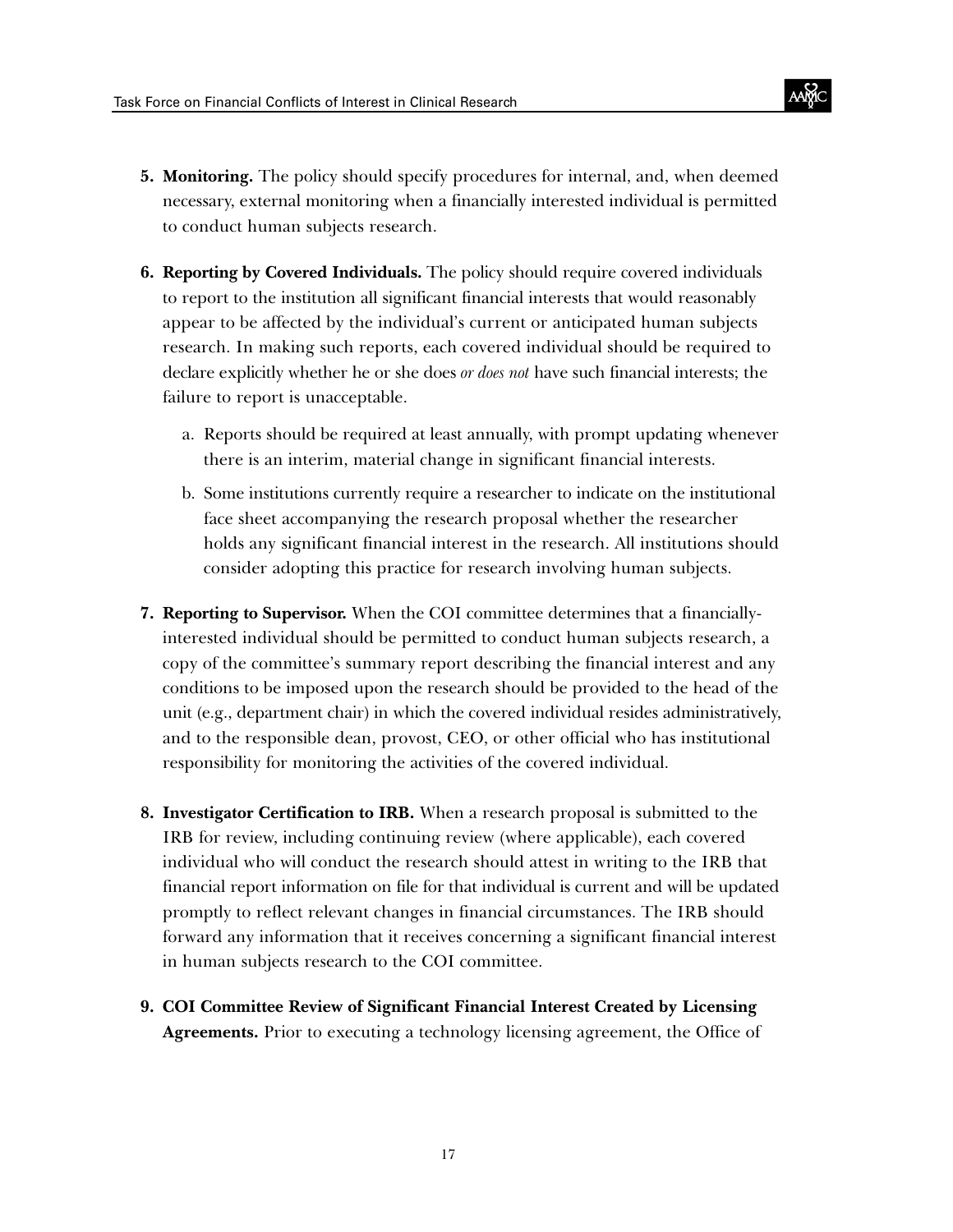5. **Monitoring.** The policy should specify procedures for internal, and, when deemed necessary, external monitoring when a financially interested individual is permitted to conduct human subjects research.

6. **Reporting by Covered Individuals.** The policy should require covered individuals to report to the institution all significant financial interests that would reasonably appear to be affected by the individual's current or anticipated human subjects research. In making such reports, each covered individual should be required to declare explicitly whether he or she does *or does not* have such financial interests; the failure to report is unacceptable.

   a. Reports should be required at least annually, with prompt updating whenever there is an interim, material change in significant financial interests.

   b. Some institutions currently require a researcher to indicate on the institutional face sheet accompanying the research proposal whether the researcher holds any significant financial interest in the research. All institutions should consider adopting this practice for research involving human subjects.

7. **Reporting to Supervisor.** When the COI committee determines that a financially-interested individual should be permitted to conduct human subjects research, a copy of the committee's summary report describing the financial interest and any conditions to be imposed upon the research should be provided to the head of the unit (e.g., department chair) in which the covered individual resides administratively, and to the responsible dean, provost, CEO, or other official who has institutional responsibility for monitoring the activities of the covered individual.

8. **Investigator Certification to IRB.** When a research proposal is submitted to the IRB for review, including continuing review (where applicable), each covered individual who will conduct the research should attest in writing to the IRB that financial report information on file for that individual is current and will be updated promptly to reflect relevant changes in financial circumstances. The IRB should forward any information that it receives concerning a significant financial interest in human subjects research to the COI committee.

9. **COI Committee Review of Significant Financial Interest Created by Licensing Agreements.** Prior to executing a technology licensing agreement, the Office of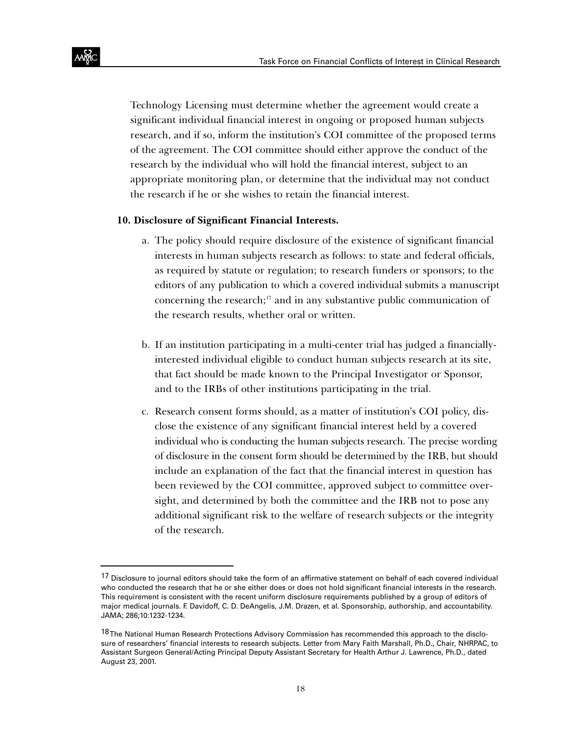Technology Licensing must determine whether the agreement would create a significant individual financial interest in ongoing or proposed human subjects research, and if so, inform the institution's COI committee of the proposed terms of the agreement. The COI committee should either approve the conduct of the research by the individual who will hold the financial interest, subject to an appropriate monitoring plan, or determine that the individual may not conduct the research if he or she wishes to retain the financial interest.

**10. Disclosure of Significant Financial Interests.**

a. The policy should require disclosure of the existence of significant financial interests in human subjects research as follows: to state and federal officials, as required by statute or regulation; to research funders or sponsors; to the editors of any publication to which a covered individual submits a manuscript concerning the research;[17] and in any substantive public communication of the research results, whether oral or written.

b. If an institution participating in a multi-center trial has judged a financially-interested individual eligible to conduct human subjects research at its site, that fact should be made known to the Principal Investigator or Sponsor, and to the IRBs of other institutions participating in the trial.

c. Research consent forms should, as a matter of institution's COI policy, disclose the existence of any significant financial interest held by a covered individual who is conducting the human subjects research. The precise wording of disclosure in the consent form should be determined by the IRB, but should include an explanation of the fact that the financial interest in question has been reviewed by the COI committee, approved subject to committee oversight, and determined by both the committee and the IRB not to pose any additional significant risk to the welfare of research subjects or the integrity of the research.

---

[17] Disclosure to journal editors should take the form of an affirmative statement on behalf of each covered individual who conducted the research that he or she either does or does not hold significant financial interests in the research. This requirement is consistent with the recent uniform disclosure requirements published by a group of editors of major medical journals. F. Davidoff, C. D. DeAngelis, J.M. Drazen, et al. Sponsorship, authorship, and accountability. JAMA; 286;10:1232-1234.

[18] The National Human Research Protections Advisory Commission has recommended this approach to the disclosure of researchers' financial interests to research subjects. Letter from Mary Faith Marshall, Ph.D., Chair, NHRPAC, to Assistant Surgeon General/Acting Principal Deputy Assistant Secretary for Health Arthur J. Lawrence, Ph.D., dated August 23, 2001.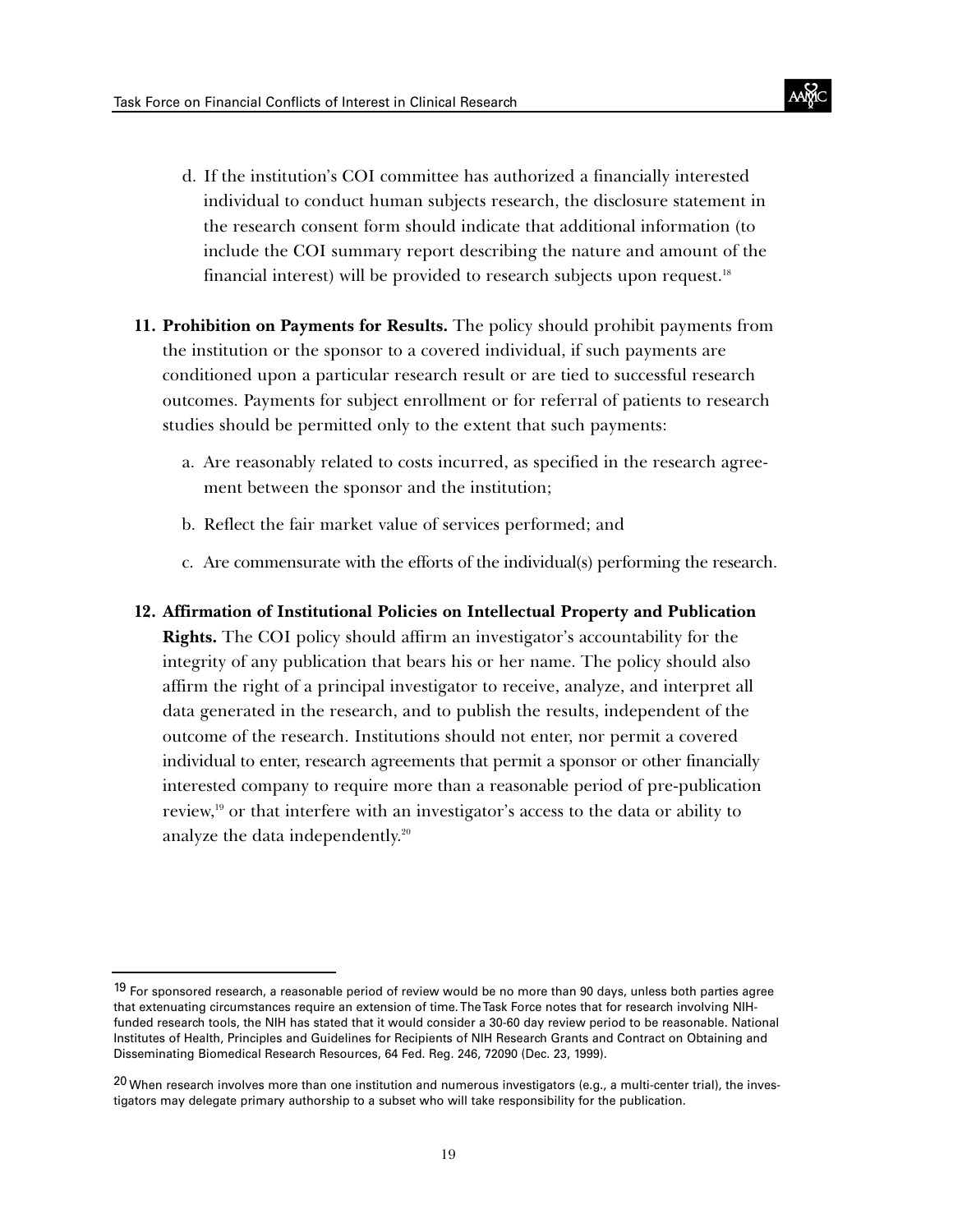d. If the institution's COI committee has authorized a financially interested individual to conduct human subjects research, the disclosure statement in the research consent form should indicate that additional information (to include the COI summary report describing the nature and amount of the financial interest) will be provided to research subjects upon request.[18]

**11. Prohibition on Payments for Results.** The policy should prohibit payments from the institution or the sponsor to a covered individual, if such payments are conditioned upon a particular research result or are tied to successful research outcomes. Payments for subject enrollment or for referral of patients to research studies should be permitted only to the extent that such payments:

a. Are reasonably related to costs incurred, as specified in the research agreement between the sponsor and the institution;

b. Reflect the fair market value of services performed; and

c. Are commensurate with the efforts of the individual(s) performing the research.

**12. Affirmation of Institutional Policies on Intellectual Property and Publication Rights.** The COI policy should affirm an investigator's accountability for the integrity of any publication that bears his or her name. The policy should also affirm the right of a principal investigator to receive, analyze, and interpret all data generated in the research, and to publish the results, independent of the outcome of the research. Institutions should not enter, nor permit a covered individual to enter, research agreements that permit a sponsor or other financially interested company to require more than a reasonable period of pre-publication review,[19] or that interfere with an investigator's access to the data or ability to analyze the data independently.[20]

---

[19] For sponsored research, a reasonable period of review would be no more than 90 days, unless both parties agree that extenuating circumstances require an extension of time. The Task Force notes that for research involving NIH-funded research tools, the NIH has stated that it would consider a 30-60 day review period to be reasonable. National Institutes of Health, Principles and Guidelines for Recipients of NIH Research Grants and Contract on Obtaining and Disseminating Biomedical Research Resources, 64 Fed. Reg. 246, 72090 (Dec. 23, 1999).

[20] When research involves more than one institution and numerous investigators (e.g., a multi-center trial), the investigators may delegate primary authorship to a subset who will take responsibility for the publication.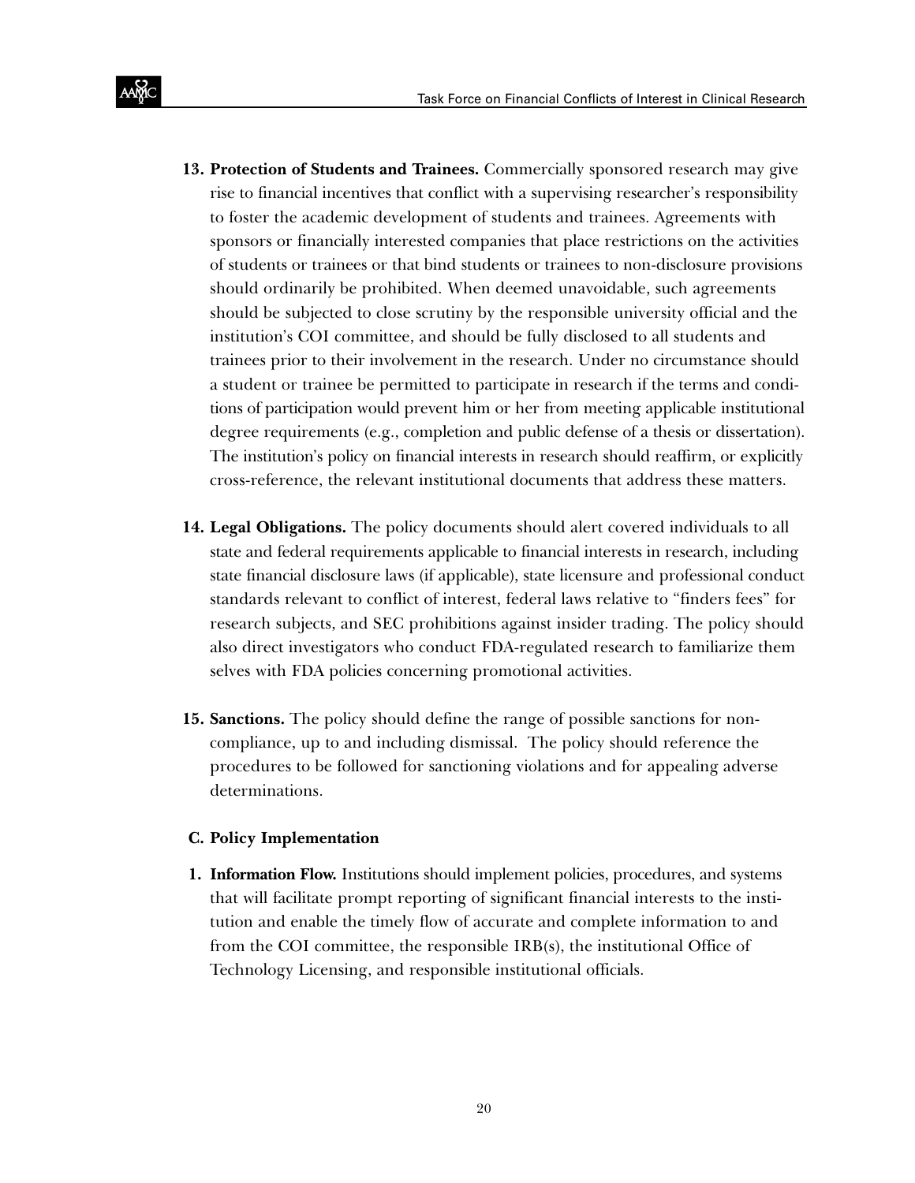13. **Protection of Students and Trainees.** Commercially sponsored research may give rise to financial incentives that conflict with a supervising researcher's responsibility to foster the academic development of students and trainees. Agreements with sponsors or financially interested companies that place restrictions on the activities of students or trainees or that bind students or trainees to non-disclosure provisions should ordinarily be prohibited. When deemed unavoidable, such agreements should be subjected to close scrutiny by the responsible university official and the institution's COI committee, and should be fully disclosed to all students and trainees prior to their involvement in the research. Under no circumstance should a student or trainee be permitted to participate in research if the terms and conditions of participation would prevent him or her from meeting applicable institutional degree requirements (e.g., completion and public defense of a thesis or dissertation). The institution's policy on financial interests in research should reaffirm, or explicitly cross-reference, the relevant institutional documents that address these matters.

14. **Legal Obligations.** The policy documents should alert covered individuals to all state and federal requirements applicable to financial interests in research, including state financial disclosure laws (if applicable), state licensure and professional conduct standards relevant to conflict of interest, federal laws relative to "finders fees" for research subjects, and SEC prohibitions against insider trading. The policy should also direct investigators who conduct FDA-regulated research to familiarize them selves with FDA policies concerning promotional activities.

15. **Sanctions.** The policy should define the range of possible sanctions for non-compliance, up to and including dismissal. The policy should reference the procedures to be followed for sanctioning violations and for appealing adverse determinations.

### C. Policy Implementation

1. **Information Flow.** Institutions should implement policies, procedures, and systems that will facilitate prompt reporting of significant financial interests to the institution and enable the timely flow of accurate and complete information to and from the COI committee, the responsible IRB(s), the institutional Office of Technology Licensing, and responsible institutional officials.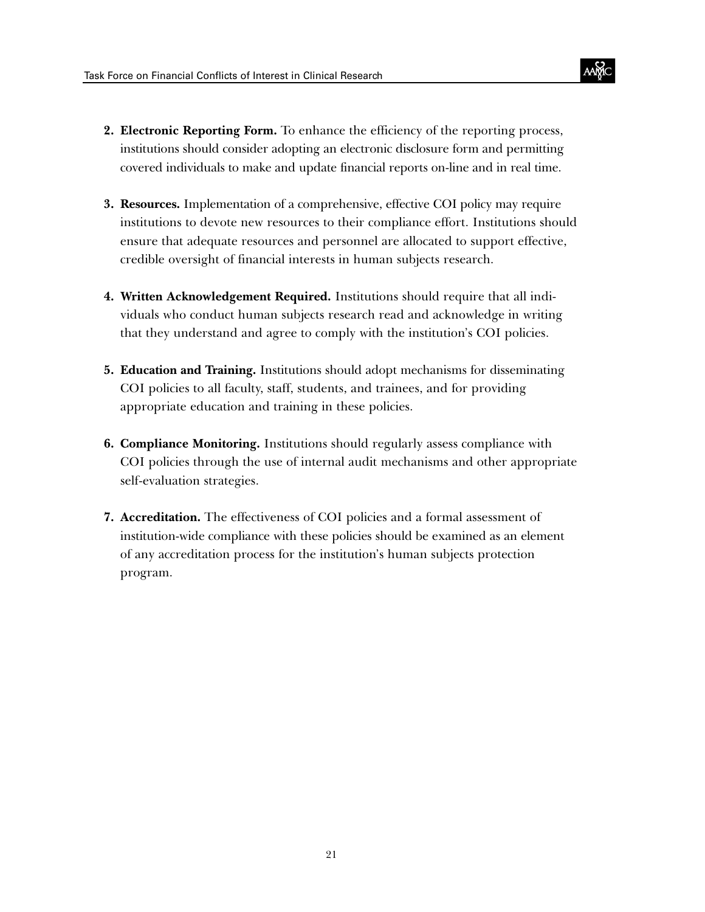2. **Electronic Reporting Form.** To enhance the efficiency of the reporting process, institutions should consider adopting an electronic disclosure form and permitting covered individuals to make and update financial reports on-line and in real time.

3. **Resources.** Implementation of a comprehensive, effective COI policy may require institutions to devote new resources to their compliance effort. Institutions should ensure that adequate resources and personnel are allocated to support effective, credible oversight of financial interests in human subjects research.

4. **Written Acknowledgement Required.** Institutions should require that all individuals who conduct human subjects research read and acknowledge in writing that they understand and agree to comply with the institution's COI policies.

5. **Education and Training.** Institutions should adopt mechanisms for disseminating COI policies to all faculty, staff, students, and trainees, and for providing appropriate education and training in these policies.

6. **Compliance Monitoring.** Institutions should regularly assess compliance with COI policies through the use of internal audit mechanisms and other appropriate self-evaluation strategies.

7. **Accreditation.** The effectiveness of COI policies and a formal assessment of institution-wide compliance with these policies should be examined as an element of any accreditation process for the institution's human subjects protection program.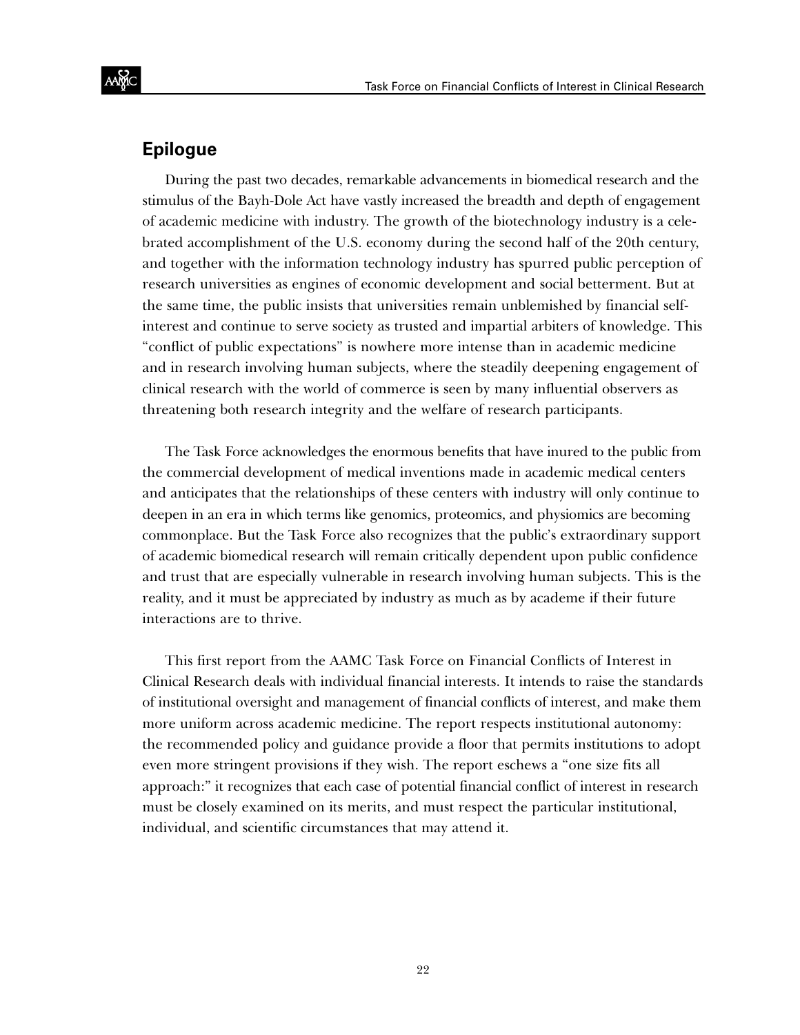## Epilogue

During the past two decades, remarkable advancements in biomedical research and the stimulus of the Bayh-Dole Act have vastly increased the breadth and depth of engagement of academic medicine with industry. The growth of the biotechnology industry is a celebrated accomplishment of the U.S. economy during the second half of the 20th century, and together with the information technology industry has spurred public perception of research universities as engines of economic development and social betterment. But at the same time, the public insists that universities remain unblemished by financial self-interest and continue to serve society as trusted and impartial arbiters of knowledge. This "conflict of public expectations" is nowhere more intense than in academic medicine and in research involving human subjects, where the steadily deepening engagement of clinical research with the world of commerce is seen by many influential observers as threatening both research integrity and the welfare of research participants.

The Task Force acknowledges the enormous benefits that have inured to the public from the commercial development of medical inventions made in academic medical centers and anticipates that the relationships of these centers with industry will only continue to deepen in an era in which terms like genomics, proteomics, and physiomics are becoming commonplace. But the Task Force also recognizes that the public's extraordinary support of academic biomedical research will remain critically dependent upon public confidence and trust that are especially vulnerable in research involving human subjects. This is the reality, and it must be appreciated by industry as much as by academe if their future interactions are to thrive.

This first report from the AAMC Task Force on Financial Conflicts of Interest in Clinical Research deals with individual financial interests. It intends to raise the standards of institutional oversight and management of financial conflicts of interest, and make them more uniform across academic medicine. The report respects institutional autonomy: the recommended policy and guidance provide a floor that permits institutions to adopt even more stringent provisions if they wish. The report eschews a "one size fits all approach:" it recognizes that each case of potential financial conflict of interest in research must be closely examined on its merits, and must respect the particular institutional, individual, and scientific circumstances that may attend it.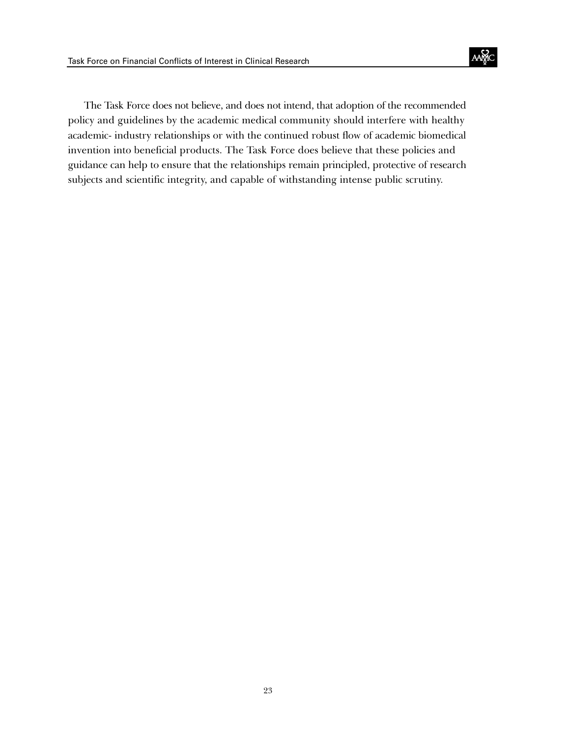The Task Force does not believe, and does not intend, that adoption of the recommended policy and guidelines by the academic medical community should interfere with healthy academic- industry relationships or with the continued robust flow of academic biomedical invention into beneficial products. The Task Force does believe that these policies and guidance can help to ensure that the relationships remain principled, protective of research subjects and scientific integrity, and capable of withstanding intense public scrutiny.